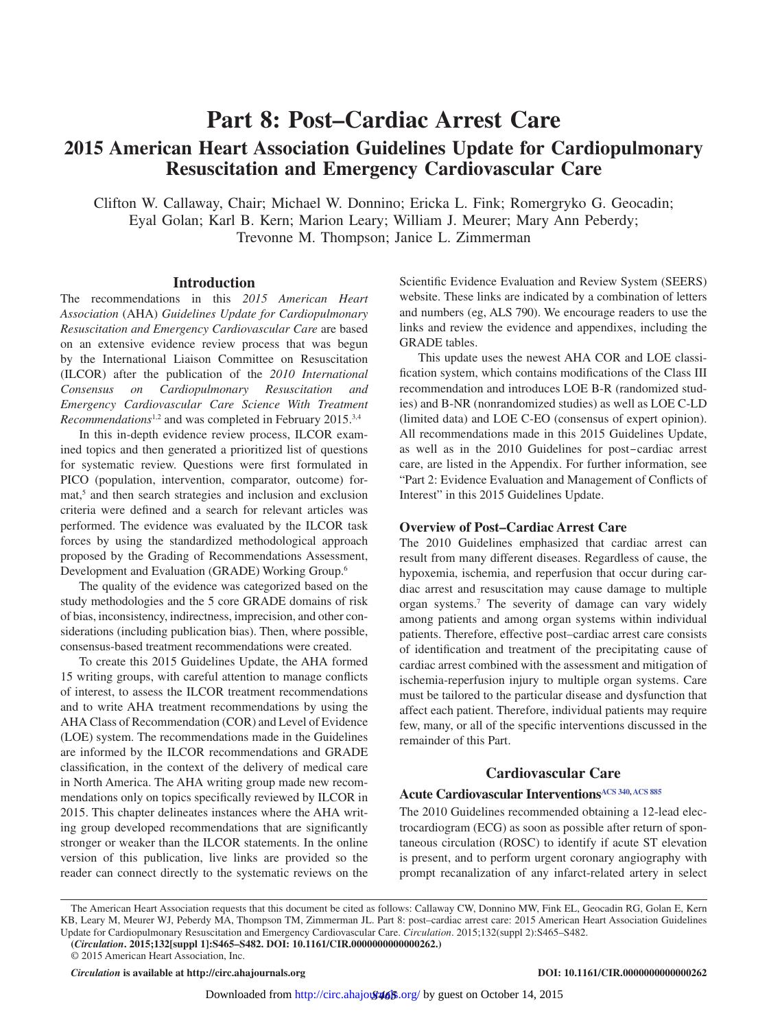# Part 8: Post–Cardiac Arrest Care

## 2015 American Heart Association Guidelines Update for Cardiopulmonary Resuscitation and Emergency Cardiovascular Care

Clifton W. Callaway, Chair; Michael W. Donnino; Ericka L. Fink; Romergryko G. Geocadin; Eyal Golan; Karl B. Kern; Marion Leary; William J. Meurer; Mary Ann Peberdy; Trevonne M. Thompson; Janice L. Zimmerman

## Introduction

The recommendations in this *2015 American Heart Association* (AHA) *Guidelines Update for Cardiopulmonary Resuscitation and Emergency Cardiovascular Care* are based on an extensive evidence review process that was begun by the International Liaison Committee on Resuscitation (ILCOR) after the publication of the *2010 International Consensus on Cardiopulmonary Resuscitation and Emergency Cardiovascular Care Science With Treatment Recommendations*[1,2] and was completed in February 2015.[3,4]

In this in-depth evidence review process, ILCOR examined topics and then generated a prioritized list of questions for systematic review. Questions were first formulated in PICO (population, intervention, comparator, outcome) format,[5] and then search strategies and inclusion and exclusion criteria were defined and a search for relevant articles was performed. The evidence was evaluated by the ILCOR task forces by using the standardized methodological approach proposed by the Grading of Recommendations Assessment, Development and Evaluation (GRADE) Working Group.[6]

The quality of the evidence was categorized based on the study methodologies and the 5 core GRADE domains of risk of bias, inconsistency, indirectness, imprecision, and other considerations (including publication bias). Then, where possible, consensus-based treatment recommendations were created.

To create this 2015 Guidelines Update, the AHA formed 15 writing groups, with careful attention to manage conflicts of interest, to assess the ILCOR treatment recommendations and to write AHA treatment recommendations by using the AHA Class of Recommendation (COR) and Level of Evidence (LOE) system. The recommendations made in the Guidelines are informed by the ILCOR recommendations and GRADE classification, in the context of the delivery of medical care in North America. The AHA writing group made new recommendations only on topics specifically reviewed by ILCOR in 2015. This chapter delineates instances where the AHA writing group developed recommendations that are significantly stronger or weaker than the ILCOR statements. In the online version of this publication, live links are provided so the reader can connect directly to the systematic reviews on the Scientific Evidence Evaluation and Review System (SEERS) website. These links are indicated by a combination of letters and numbers (eg, ALS 790). We encourage readers to use the links and review the evidence and appendixes, including the GRADE tables.

This update uses the newest AHA COR and LOE classification system, which contains modifications of the Class III recommendation and introduces LOE B-R (randomized studies) and B-NR (nonrandomized studies) as well as LOE C-LD (limited data) and LOE C-EO (consensus of expert opinion). All recommendations made in this 2015 Guidelines Update, as well as in the 2010 Guidelines for post–cardiac arrest care, are listed in the Appendix. For further information, see "Part 2: Evidence Evaluation and Management of Conflicts of Interest" in this 2015 Guidelines Update.

### Overview of Post–Cardiac Arrest Care

The 2010 Guidelines emphasized that cardiac arrest can result from many different diseases. Regardless of cause, the hypoxemia, ischemia, and reperfusion that occur during cardiac arrest and resuscitation may cause damage to multiple organ systems.[7] The severity of damage can vary widely among patients and among organ systems within individual patients. Therefore, effective post–cardiac arrest care consists of identification and treatment of the precipitating cause of cardiac arrest combined with the assessment and mitigation of ischemia-reperfusion injury to multiple organ systems. Care must be tailored to the particular disease and dysfunction that affect each patient. Therefore, individual patients may require few, many, or all of the specific interventions discussed in the remainder of this Part.

## Cardiovascular Care

### Acute Cardiovascular Interventions[ACS 340, ACS 885]

The 2010 Guidelines recommended obtaining a 12-lead electrocardiogram (ECG) as soon as possible after return of spontaneous circulation (ROSC) to identify if acute ST elevation is present, and to perform urgent coronary angiography with prompt recanalization of any infarct-related artery in select

---

The American Heart Association requests that this document be cited as follows: Callaway CW, Donnino MW, Fink EL, Geocadin RG, Golan E, Kern KB, Leary M, Meurer WJ, Peberdy MA, Thompson TM, Zimmerman JL. Part 8: post–cardiac arrest care: 2015 American Heart Association Guidelines Update for Cardiopulmonary Resuscitation and Emergency Cardiovascular Care. *Circulation*. 2015;132(suppl 2):S465–S482.

**(*Circulation*. 2015;132[suppl 1]:S465–S482. DOI: 10.1161/CIR.0000000000000262.)**

© 2015 American Heart Association, Inc.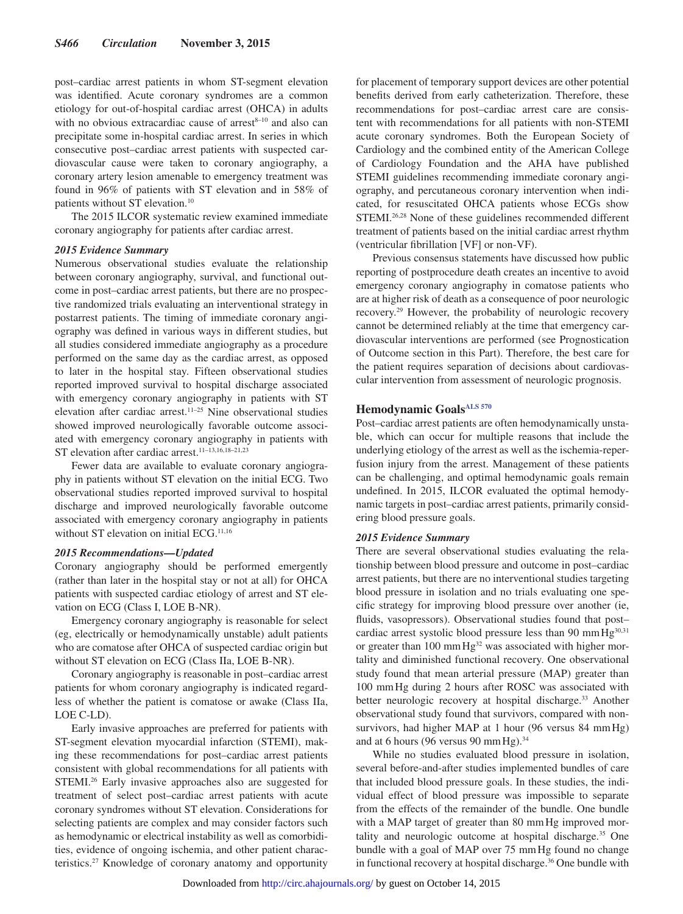post–cardiac arrest patients in whom ST-segment elevation was identified. Acute coronary syndromes are a common etiology for out-of-hospital cardiac arrest (OHCA) in adults with no obvious extracardiac cause of arrest[8–10] and also can precipitate some in-hospital cardiac arrest. In series in which consecutive post–cardiac arrest patients with suspected cardiovascular cause were taken to coronary angiography, a coronary artery lesion amenable to emergency treatment was found in 96% of patients with ST elevation and in 58% of patients without ST elevation.[10]

The 2015 ILCOR systematic review examined immediate coronary angiography for patients after cardiac arrest.

#### *2015 Evidence Summary*

Numerous observational studies evaluate the relationship between coronary angiography, survival, and functional outcome in post–cardiac arrest patients, but there are no prospective randomized trials evaluating an interventional strategy in postarrest patients. The timing of immediate coronary angiography was defined in various ways in different studies, but all studies considered immediate angiography as a procedure performed on the same day as the cardiac arrest, as opposed to later in the hospital stay. Fifteen observational studies reported improved survival to hospital discharge associated with emergency coronary angiography in patients with ST elevation after cardiac arrest.[11–25] Nine observational studies showed improved neurologically favorable outcome associated with emergency coronary angiography in patients with ST elevation after cardiac arrest.[11–13,16,18–21,23]

Fewer data are available to evaluate coronary angiography in patients without ST elevation on the initial ECG. Two observational studies reported improved survival to hospital discharge and improved neurologically favorable outcome associated with emergency coronary angiography in patients without ST elevation on initial ECG.[11,16]

#### *2015 Recommendations—Updated*

Coronary angiography should be performed emergently (rather than later in the hospital stay or not at all) for OHCA patients with suspected cardiac etiology of arrest and ST elevation on ECG (Class I, LOE B-NR).

Emergency coronary angiography is reasonable for select (eg, electrically or hemodynamically unstable) adult patients who are comatose after OHCA of suspected cardiac origin but without ST elevation on ECG (Class IIa, LOE B-NR).

Coronary angiography is reasonable in post–cardiac arrest patients for whom coronary angiography is indicated regardless of whether the patient is comatose or awake (Class IIa, LOE C-LD).

Early invasive approaches are preferred for patients with ST-segment elevation myocardial infarction (STEMI), making these recommendations for post–cardiac arrest patients consistent with global recommendations for all patients with STEMI.[26] Early invasive approaches also are suggested for treatment of select post–cardiac arrest patients with acute coronary syndromes without ST elevation. Considerations for selecting patients are complex and may consider factors such as hemodynamic or electrical instability as well as comorbidities, evidence of ongoing ischemia, and other patient characteristics.[27] Knowledge of coronary anatomy and opportunity for placement of temporary support devices are other potential benefits derived from early catheterization. Therefore, these recommendations for post–cardiac arrest care are consistent with recommendations for all patients with non-STEMI acute coronary syndromes. Both the European Society of Cardiology and the combined entity of the American College of Cardiology Foundation and the AHA have published STEMI guidelines recommending immediate coronary angiography, and percutaneous coronary intervention when indicated, for resuscitated OHCA patients whose ECGs show STEMI.[26,28] None of these guidelines recommended different treatment of patients based on the initial cardiac arrest rhythm (ventricular fibrillation [VF] or non-VF).

Previous consensus statements have discussed how public reporting of postprocedure death creates an incentive to avoid emergency coronary angiography in comatose patients who are at higher risk of death as a consequence of poor neurologic recovery.[29] However, the probability of neurologic recovery cannot be determined reliably at the time that emergency cardiovascular interventions are performed (see Prognostication of Outcome section in this Part). Therefore, the best care for the patient requires separation of decisions about cardiovascular intervention from assessment of neurologic prognosis.

### Hemodynamic Goals[ALS 570]

Post–cardiac arrest patients are often hemodynamically unstable, which can occur for multiple reasons that include the underlying etiology of the arrest as well as the ischemia-reperfusion injury from the arrest. Management of these patients can be challenging, and optimal hemodynamic goals remain undefined. In 2015, ILCOR evaluated the optimal hemodynamic targets in post–cardiac arrest patients, primarily considering blood pressure goals.

#### *2015 Evidence Summary*

There are several observational studies evaluating the relationship between blood pressure and outcome in post–cardiac arrest patients, but there are no interventional studies targeting blood pressure in isolation and no trials evaluating one specific strategy for improving blood pressure over another (ie, fluids, vasopressors). Observational studies found that post–cardiac arrest systolic blood pressure less than 90 mm Hg[30,31] or greater than 100 mm Hg[32] was associated with higher mortality and diminished functional recovery. One observational study found that mean arterial pressure (MAP) greater than 100 mm Hg during 2 hours after ROSC was associated with better neurologic recovery at hospital discharge.[33] Another observational study found that survivors, compared with nonsurvivors, had higher MAP at 1 hour (96 versus 84 mm Hg) and at 6 hours (96 versus 90 mm Hg).[34]

While no studies evaluated blood pressure in isolation, several before-and-after studies implemented bundles of care that included blood pressure goals. In these studies, the individual effect of blood pressure was impossible to separate from the effects of the remainder of the bundle. One bundle with a MAP target of greater than 80 mm Hg improved mortality and neurologic outcome at hospital discharge.[35] One bundle with a goal of MAP over 75 mm Hg found no change in functional recovery at hospital discharge.[36] One bundle with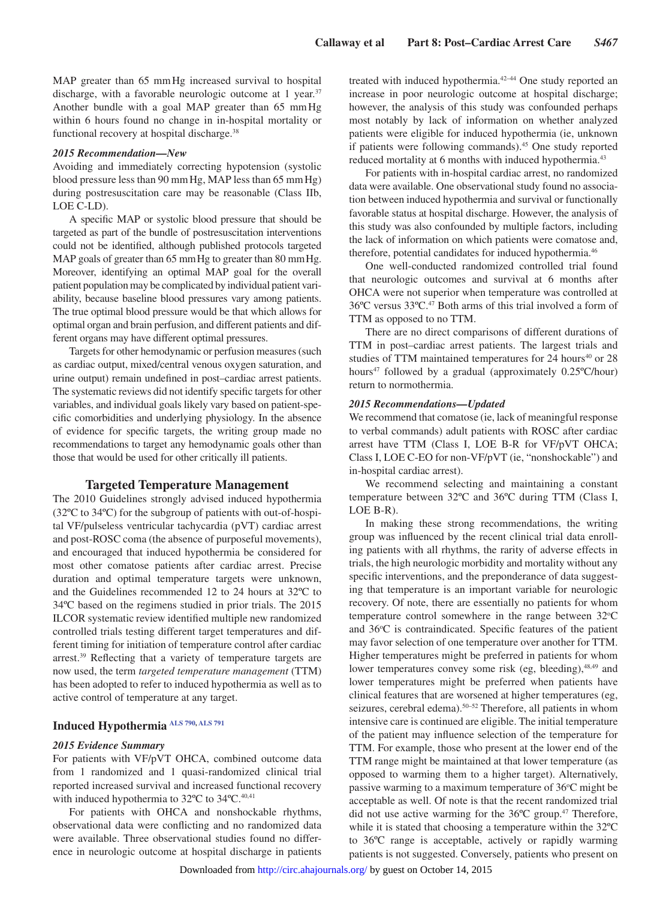MAP greater than 65 mm Hg increased survival to hospital discharge, with a favorable neurologic outcome at 1 year.[37] Another bundle with a goal MAP greater than 65 mm Hg within 6 hours found no change in in-hospital mortality or functional recovery at hospital discharge.[38]

### *2015 Recommendation—New*

Avoiding and immediately correcting hypotension (systolic blood pressure less than 90 mm Hg, MAP less than 65 mm Hg) during postresuscitation care may be reasonable (Class IIb, LOE C-LD).

A specific MAP or systolic blood pressure that should be targeted as part of the bundle of postresuscitation interventions could not be identified, although published protocols targeted MAP goals of greater than 65 mm Hg to greater than 80 mm Hg. Moreover, identifying an optimal MAP goal for the overall patient population may be complicated by individual patient variability, because baseline blood pressures vary among patients. The true optimal blood pressure would be that which allows for optimal organ and brain perfusion, and different patients and different organs may have different optimal pressures.

Targets for other hemodynamic or perfusion measures (such as cardiac output, mixed/central venous oxygen saturation, and urine output) remain undefined in post–cardiac arrest patients. The systematic reviews did not identify specific targets for other variables, and individual goals likely vary based on patient-specific comorbidities and underlying physiology. In the absence of evidence for specific targets, the writing group made no recommendations to target any hemodynamic goals other than those that would be used for other critically ill patients.

## Targeted Temperature Management

The 2010 Guidelines strongly advised induced hypothermia (32ºC to 34ºC) for the subgroup of patients with out-of-hospital VF/pulseless ventricular tachycardia (pVT) cardiac arrest and post-ROSC coma (the absence of purposeful movements), and encouraged that induced hypothermia be considered for most other comatose patients after cardiac arrest. Precise duration and optimal temperature targets were unknown, and the Guidelines recommended 12 to 24 hours at 32ºC to 34ºC based on the regimens studied in prior trials. The 2015 ILCOR systematic review identified multiple new randomized controlled trials testing different target temperatures and different timing for initiation of temperature control after cardiac arrest.[39] Reflecting that a variety of temperature targets are now used, the term *targeted temperature management* (TTM) has been adopted to refer to induced hypothermia as well as to active control of temperature at any target.

### Induced Hypothermia ALS 790, ALS 791

#### *2015 Evidence Summary*

For patients with VF/pVT OHCA, combined outcome data from 1 randomized and 1 quasi-randomized clinical trial reported increased survival and increased functional recovery with induced hypothermia to 32ºC to 34ºC.[40,41]

For patients with OHCA and nonshockable rhythms, observational data were conflicting and no randomized data were available. Three observational studies found no difference in neurologic outcome at hospital discharge in patients treated with induced hypothermia.[42–44] One study reported an increase in poor neurologic outcome at hospital discharge; however, the analysis of this study was confounded perhaps most notably by lack of information on whether analyzed patients were eligible for induced hypothermia (ie, unknown if patients were following commands).[45] One study reported reduced mortality at 6 months with induced hypothermia.[43]

For patients with in-hospital cardiac arrest, no randomized data were available. One observational study found no association between induced hypothermia and survival or functionally favorable status at hospital discharge. However, the analysis of this study was also confounded by multiple factors, including the lack of information on which patients were comatose and, therefore, potential candidates for induced hypothermia.[46]

One well-conducted randomized controlled trial found that neurologic outcomes and survival at 6 months after OHCA were not superior when temperature was controlled at 36ºC versus 33ºC.[47] Both arms of this trial involved a form of TTM as opposed to no TTM.

There are no direct comparisons of different durations of TTM in post–cardiac arrest patients. The largest trials and studies of TTM maintained temperatures for 24 hours[40] or 28 hours[47] followed by a gradual (approximately 0.25ºC/hour) return to normothermia.

#### *2015 Recommendations—Updated*

We recommend that comatose (ie, lack of meaningful response to verbal commands) adult patients with ROSC after cardiac arrest have TTM (Class I, LOE B-R for VF/pVT OHCA; Class I, LOE C-EO for non-VF/pVT (ie, "nonshockable") and in-hospital cardiac arrest).

We recommend selecting and maintaining a constant temperature between 32ºC and 36ºC during TTM (Class I, LOE B-R).

In making these strong recommendations, the writing group was influenced by the recent clinical trial data enrolling patients with all rhythms, the rarity of adverse effects in trials, the high neurologic morbidity and mortality without any specific interventions, and the preponderance of data suggesting that temperature is an important variable for neurologic recovery. Of note, there are essentially no patients for whom temperature control somewhere in the range between 32ºC and 36ºC is contraindicated. Specific features of the patient may favor selection of one temperature over another for TTM. Higher temperatures might be preferred in patients for whom lower temperatures convey some risk (eg, bleeding),[48,49] and lower temperatures might be preferred when patients have clinical features that are worsened at higher temperatures (eg, seizures, cerebral edema).[50–52] Therefore, all patients in whom intensive care is continued are eligible. The initial temperature of the patient may influence selection of the temperature for TTM. For example, those who present at the lower end of the TTM range might be maintained at that lower temperature (as opposed to warming them to a higher target). Alternatively, passive warming to a maximum temperature of 36ºC might be acceptable as well. Of note is that the recent randomized trial did not use active warming for the 36ºC group.[47] Therefore, while it is stated that choosing a temperature within the 32ºC to 36ºC range is acceptable, actively or rapidly warming patients is not suggested. Conversely, patients who present on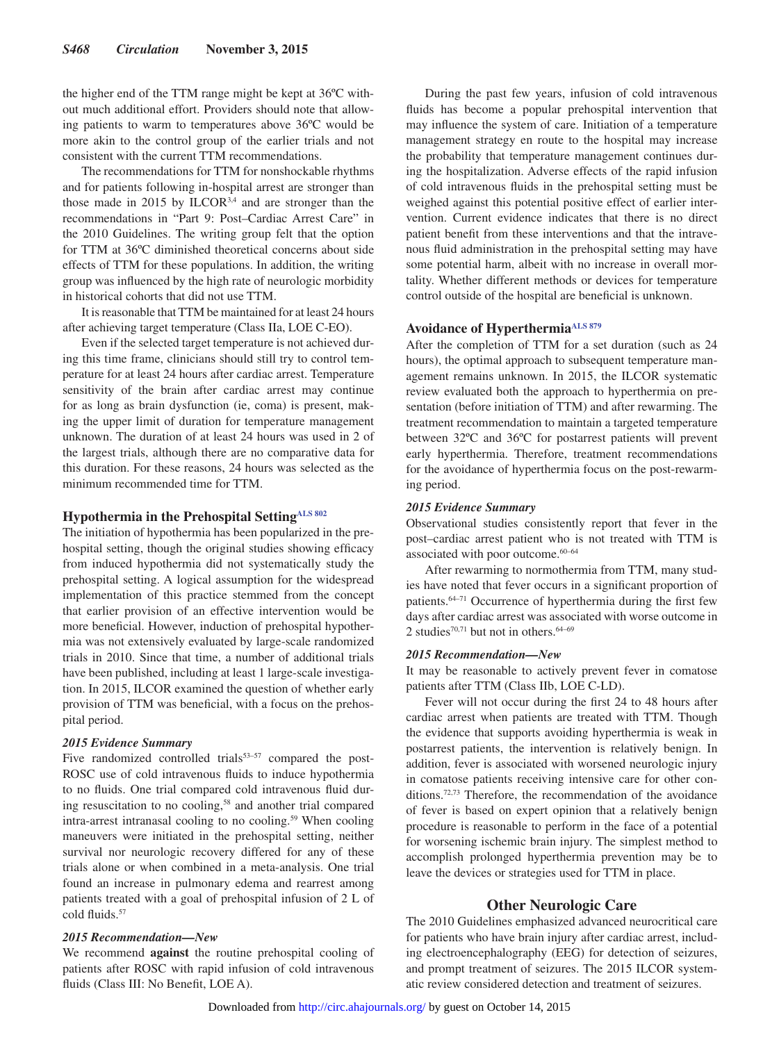the higher end of the TTM range might be kept at 36ºC without much additional effort. Providers should note that allowing patients to warm to temperatures above 36ºC would be more akin to the control group of the earlier trials and not consistent with the current TTM recommendations.

The recommendations for TTM for nonshockable rhythms and for patients following in-hospital arrest are stronger than those made in 2015 by ILCOR[3,4] and are stronger than the recommendations in "Part 9: Post–Cardiac Arrest Care" in the 2010 Guidelines. The writing group felt that the option for TTM at 36ºC diminished theoretical concerns about side effects of TTM for these populations. In addition, the writing group was influenced by the high rate of neurologic morbidity in historical cohorts that did not use TTM.

It is reasonable that TTM be maintained for at least 24 hours after achieving target temperature (Class IIa, LOE C-EO).

Even if the selected target temperature is not achieved during this time frame, clinicians should still try to control temperature for at least 24 hours after cardiac arrest. Temperature sensitivity of the brain after cardiac arrest may continue for as long as brain dysfunction (ie, coma) is present, making the upper limit of duration for temperature management unknown. The duration of at least 24 hours was used in 2 of the largest trials, although there are no comparative data for this duration. For these reasons, 24 hours was selected as the minimum recommended time for TTM.

## Hypothermia in the Prehospital Setting[ALS 802]

The initiation of hypothermia has been popularized in the prehospital setting, though the original studies showing efficacy from induced hypothermia did not systematically study the prehospital setting. A logical assumption for the widespread implementation of this practice stemmed from the concept that earlier provision of an effective intervention would be more beneficial. However, induction of prehospital hypothermia was not extensively evaluated by large-scale randomized trials in 2010. Since that time, a number of additional trials have been published, including at least 1 large-scale investigation. In 2015, ILCOR examined the question of whether early provision of TTM was beneficial, with a focus on the prehospital period.

### *2015 Evidence Summary*

Five randomized controlled trials[53–57] compared the post-ROSC use of cold intravenous fluids to induce hypothermia to no fluids. One trial compared cold intravenous fluid during resuscitation to no cooling,[58] and another trial compared intra-arrest intranasal cooling to no cooling.[59] When cooling maneuvers were initiated in the prehospital setting, neither survival nor neurologic recovery differed for any of these trials alone or when combined in a meta-analysis. One trial found an increase in pulmonary edema and rearrest among patients treated with a goal of prehospital infusion of 2 L of cold fluids.[57]

### *2015 Recommendation—New*

We recommend **against** the routine prehospital cooling of patients after ROSC with rapid infusion of cold intravenous fluids (Class III: No Benefit, LOE A).

During the past few years, infusion of cold intravenous fluids has become a popular prehospital intervention that may influence the system of care. Initiation of a temperature management strategy en route to the hospital may increase the probability that temperature management continues during the hospitalization. Adverse effects of the rapid infusion of cold intravenous fluids in the prehospital setting must be weighed against this potential positive effect of earlier intervention. Current evidence indicates that there is no direct patient benefit from these interventions and that the intravenous fluid administration in the prehospital setting may have some potential harm, albeit with no increase in overall mortality. Whether different methods or devices for temperature control outside of the hospital are beneficial is unknown.

## Avoidance of Hyperthermia[ALS 879]

After the completion of TTM for a set duration (such as 24 hours), the optimal approach to subsequent temperature management remains unknown. In 2015, the ILCOR systematic review evaluated both the approach to hyperthermia on presentation (before initiation of TTM) and after rewarming. The treatment recommendation to maintain a targeted temperature between 32ºC and 36ºC for postarrest patients will prevent early hyperthermia. Therefore, treatment recommendations for the avoidance of hyperthermia focus on the post-rewarming period.

### *2015 Evidence Summary*

Observational studies consistently report that fever in the post–cardiac arrest patient who is not treated with TTM is associated with poor outcome.[60–64]

After rewarming to normothermia from TTM, many studies have noted that fever occurs in a significant proportion of patients.[64–71] Occurrence of hyperthermia during the first few days after cardiac arrest was associated with worse outcome in 2 studies[70,71] but not in others.[64–69]

### *2015 Recommendation—New*

It may be reasonable to actively prevent fever in comatose patients after TTM (Class IIb, LOE C-LD).

Fever will not occur during the first 24 to 48 hours after cardiac arrest when patients are treated with TTM. Though the evidence that supports avoiding hyperthermia is weak in postarrest patients, the intervention is relatively benign. In addition, fever is associated with worsened neurologic injury in comatose patients receiving intensive care for other conditions.[72,73] Therefore, the recommendation of the avoidance of fever is based on expert opinion that a relatively benign procedure is reasonable to perform in the face of a potential for worsening ischemic brain injury. The simplest method to accomplish prolonged hyperthermia prevention may be to leave the devices or strategies used for TTM in place.

# Other Neurologic Care

The 2010 Guidelines emphasized advanced neurocritical care for patients who have brain injury after cardiac arrest, including electroencephalography (EEG) for detection of seizures, and prompt treatment of seizures. The 2015 ILCOR systematic review considered detection and treatment of seizures.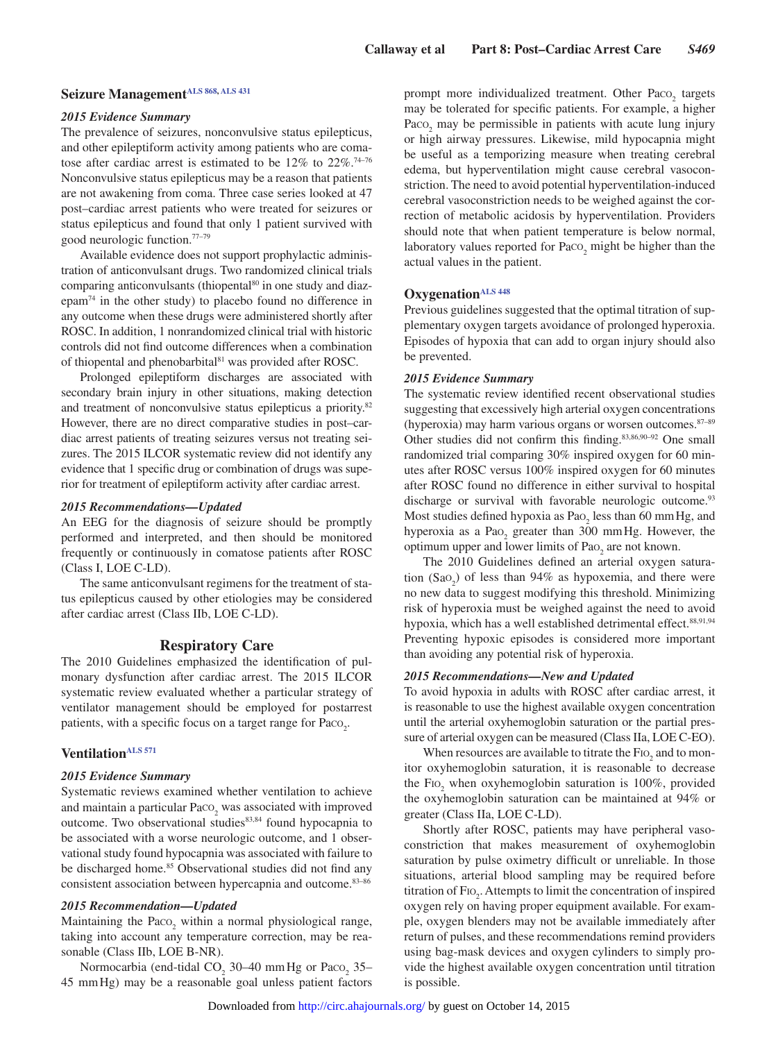## Seizure Management[ALS 868, ALS 431]

### 2015 Evidence Summary

The prevalence of seizures, nonconvulsive status epilepticus, and other epileptiform activity among patients who are comatose after cardiac arrest is estimated to be 12% to 22%.[74–76] Nonconvulsive status epilepticus may be a reason that patients are not awakening from coma. Three case series looked at 47 post–cardiac arrest patients who were treated for seizures or status epilepticus and found that only 1 patient survived with good neurologic function.[77–79]

Available evidence does not support prophylactic administration of anticonvulsant drugs. Two randomized clinical trials comparing anticonvulsants (thiopental[80] in one study and diazepam[74] in the other study) to placebo found no difference in any outcome when these drugs were administered shortly after ROSC. In addition, 1 nonrandomized clinical trial with historic controls did not find outcome differences when a combination of thiopental and phenobarbital[81] was provided after ROSC.

Prolonged epileptiform discharges are associated with secondary brain injury in other situations, making detection and treatment of nonconvulsive status epilepticus a priority.[82] However, there are no direct comparative studies in post–cardiac arrest patients of treating seizures versus not treating seizures. The 2015 ILCOR systematic review did not identify any evidence that 1 specific drug or combination of drugs was superior for treatment of epileptiform activity after cardiac arrest.

### 2015 Recommendations—Updated

An EEG for the diagnosis of seizure should be promptly performed and interpreted, and then should be monitored frequently or continuously in comatose patients after ROSC (Class I, LOE C-LD).

The same anticonvulsant regimens for the treatment of status epilepticus caused by other etiologies may be considered after cardiac arrest (Class IIb, LOE C-LD).

# Respiratory Care

The 2010 Guidelines emphasized the identification of pulmonary dysfunction after cardiac arrest. The 2015 ILCOR systematic review evaluated whether a particular strategy of ventilator management should be employed for postarrest patients, with a specific focus on a target range for $PaCO_2$.

## Ventilation[ALS 571]

### 2015 Evidence Summary

Systematic reviews examined whether ventilation to achieve and maintain a particular $PaCO_2$ was associated with improved outcome. Two observational studies[83,84] found hypocapnia to be associated with a worse neurologic outcome, and 1 observational study found hypocapnia was associated with failure to be discharged home.[85] Observational studies did not find any consistent association between hypercapnia and outcome.[83–86]

### 2015 Recommendation—Updated

Maintaining the $PaCO_2$ within a normal physiological range, taking into account any temperature correction, may be reasonable (Class IIb, LOE B-NR).

Normocarbia (end-tidal $CO_2$ 30–40 mm Hg or $PaCO_2$ 35–45 mm Hg) may be a reasonable goal unless patient factors prompt more individualized treatment. Other $PaCO_2$ targets may be tolerated for specific patients. For example, a higher $PaCO_2$ may be permissible in patients with acute lung injury or high airway pressures. Likewise, mild hypocapnia might be useful as a temporizing measure when treating cerebral edema, but hyperventilation might cause cerebral vasoconstriction. The need to avoid potential hyperventilation-induced cerebral vasoconstriction needs to be weighed against the correction of metabolic acidosis by hyperventilation. Providers should note that when patient temperature is below normal, laboratory values reported for $PaCO_2$ might be higher than the actual values in the patient.

## Oxygenation[ALS 448]

Previous guidelines suggested that the optimal titration of supplementary oxygen targets avoidance of prolonged hyperoxia. Episodes of hypoxia that can add to organ injury should also be prevented.

### 2015 Evidence Summary

The systematic review identified recent observational studies suggesting that excessively high arterial oxygen concentrations (hyperoxia) may harm various organs or worsen outcomes.[87–89] Other studies did not confirm this finding.[83,86,90–92] One small randomized trial comparing 30% inspired oxygen for 60 minutes after ROSC versus 100% inspired oxygen for 60 minutes after ROSC found no difference in either survival to hospital discharge or survival with favorable neurologic outcome.[93] Most studies defined hypoxia as $PaO_2$ less than 60 mm Hg, and hyperoxia as a $PaO_2$ greater than 300 mm Hg. However, the optimum upper and lower limits of $PaO_2$ are not known.

The 2010 Guidelines defined an arterial oxygen saturation ($SaO_2$) of less than 94% as hypoxemia, and there were no new data to suggest modifying this threshold. Minimizing risk of hyperoxia must be weighed against the need to avoid hypoxia, which has a well established detrimental effect.[88,91,94] Preventing hypoxic episodes is considered more important than avoiding any potential risk of hyperoxia.

### 2015 Recommendations—New and Updated

To avoid hypoxia in adults with ROSC after cardiac arrest, it is reasonable to use the highest available oxygen concentration until the arterial oxyhemoglobin saturation or the partial pressure of arterial oxygen can be measured (Class IIa, LOE C-EO).

When resources are available to titrate the $FIO_2$ and to monitor oxyhemoglobin saturation, it is reasonable to decrease the $FIO_2$ when oxyhemoglobin saturation is 100%, provided the oxyhemoglobin saturation can be maintained at 94% or greater (Class IIa, LOE C-LD).

Shortly after ROSC, patients may have peripheral vasoconstriction that makes measurement of oxyhemoglobin saturation by pulse oximetry difficult or unreliable. In those situations, arterial blood sampling may be required before titration of $FIO_2$. Attempts to limit the concentration of inspired oxygen rely on having proper equipment available. For example, oxygen blenders may not be available immediately after return of pulses, and these recommendations remind providers using bag-mask devices and oxygen cylinders to simply provide the highest available oxygen concentration until titration is possible.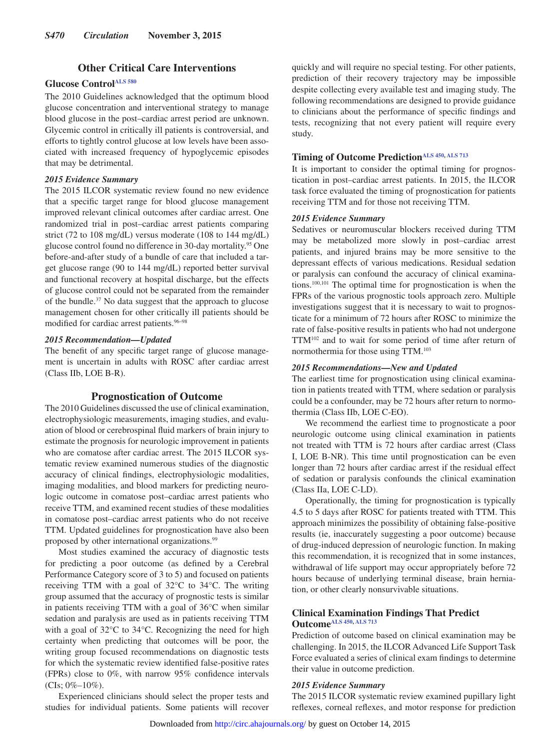## Other Critical Care Interventions

### Glucose Control[ALS 580]

The 2010 Guidelines acknowledged that the optimum blood glucose concentration and interventional strategy to manage blood glucose in the post–cardiac arrest period are unknown. Glycemic control in critically ill patients is controversial, and efforts to tightly control glucose at low levels have been associated with increased frequency of hypoglycemic episodes that may be detrimental.

#### *2015 Evidence Summary*

The 2015 ILCOR systematic review found no new evidence that a specific target range for blood glucose management improved relevant clinical outcomes after cardiac arrest. One randomized trial in post–cardiac arrest patients comparing strict (72 to 108 mg/dL) versus moderate (108 to 144 mg/dL) glucose control found no difference in 30-day mortality.[95] One before-and-after study of a bundle of care that included a target glucose range (90 to 144 mg/dL) reported better survival and functional recovery at hospital discharge, but the effects of glucose control could not be separated from the remainder of the bundle.[37] No data suggest that the approach to glucose management chosen for other critically ill patients should be modified for cardiac arrest patients.[96–98]

#### *2015 Recommendation—Updated*

The benefit of any specific target range of glucose management is uncertain in adults with ROSC after cardiac arrest (Class IIb, LOE B-R).

## Prognostication of Outcome

The 2010 Guidelines discussed the use of clinical examination, electrophysiologic measurements, imaging studies, and evaluation of blood or cerebrospinal fluid markers of brain injury to estimate the prognosis for neurologic improvement in patients who are comatose after cardiac arrest. The 2015 ILCOR systematic review examined numerous studies of the diagnostic accuracy of clinical findings, electrophysiologic modalities, imaging modalities, and blood markers for predicting neurologic outcome in comatose post–cardiac arrest patients who receive TTM, and examined recent studies of these modalities in comatose post–cardiac arrest patients who do not receive TTM. Updated guidelines for prognostication have also been proposed by other international organizations.[99]

Most studies examined the accuracy of diagnostic tests for predicting a poor outcome (as defined by a Cerebral Performance Category score of 3 to 5) and focused on patients receiving TTM with a goal of 32°C to 34°C. The writing group assumed that the accuracy of prognostic tests is similar in patients receiving TTM with a goal of 36°C when similar sedation and paralysis are used as in patients receiving TTM with a goal of 32°C to 34°C. Recognizing the need for high certainty when predicting that outcomes will be poor, the writing group focused recommendations on diagnostic tests for which the systematic review identified false-positive rates (FPRs) close to 0%, with narrow 95% confidence intervals (CIs; 0%–10%).

Experienced clinicians should select the proper tests and studies for individual patients. Some patients will recover quickly and will require no special testing. For other patients, prediction of their recovery trajectory may be impossible despite collecting every available test and imaging study. The following recommendations are designed to provide guidance to clinicians about the performance of specific findings and tests, recognizing that not every patient will require every study.

### Timing of Outcome Prediction[ALS 450, ALS 713]

It is important to consider the optimal timing for prognostication in post–cardiac arrest patients. In 2015, the ILCOR task force evaluated the timing of prognostication for patients receiving TTM and for those not receiving TTM.

#### *2015 Evidence Summary*

Sedatives or neuromuscular blockers received during TTM may be metabolized more slowly in post–cardiac arrest patients, and injured brains may be more sensitive to the depressant effects of various medications. Residual sedation or paralysis can confound the accuracy of clinical examinations.[100,101] The optimal time for prognostication is when the FPRs of the various prognostic tools approach zero. Multiple investigations suggest that it is necessary to wait to prognosticate for a minimum of 72 hours after ROSC to minimize the rate of false-positive results in patients who had not undergone TTM[102] and to wait for some period of time after return of normothermia for those using TTM.[103]

#### *2015 Recommendations—New and Updated*

The earliest time for prognostication using clinical examination in patients treated with TTM, where sedation or paralysis could be a confounder, may be 72 hours after return to normothermia (Class IIb, LOE C-EO).

We recommend the earliest time to prognosticate a poor neurologic outcome using clinical examination in patients not treated with TTM is 72 hours after cardiac arrest (Class I, LOE B-NR). This time until prognostication can be even longer than 72 hours after cardiac arrest if the residual effect of sedation or paralysis confounds the clinical examination (Class IIa, LOE C-LD).

Operationally, the timing for prognostication is typically 4.5 to 5 days after ROSC for patients treated with TTM. This approach minimizes the possibility of obtaining false-positive results (ie, inaccurately suggesting a poor outcome) because of drug-induced depression of neurologic function. In making this recommendation, it is recognized that in some instances, withdrawal of life support may occur appropriately before 72 hours because of underlying terminal disease, brain herniation, or other clearly nonsurvivable situations.

### Clinical Examination Findings That Predict Outcome[ALS 450, ALS 713]

Prediction of outcome based on clinical examination may be challenging. In 2015, the ILCOR Advanced Life Support Task Force evaluated a series of clinical exam findings to determine their value in outcome prediction.

#### *2015 Evidence Summary*

The 2015 ILCOR systematic review examined pupillary light reflexes, corneal reflexes, and motor response for prediction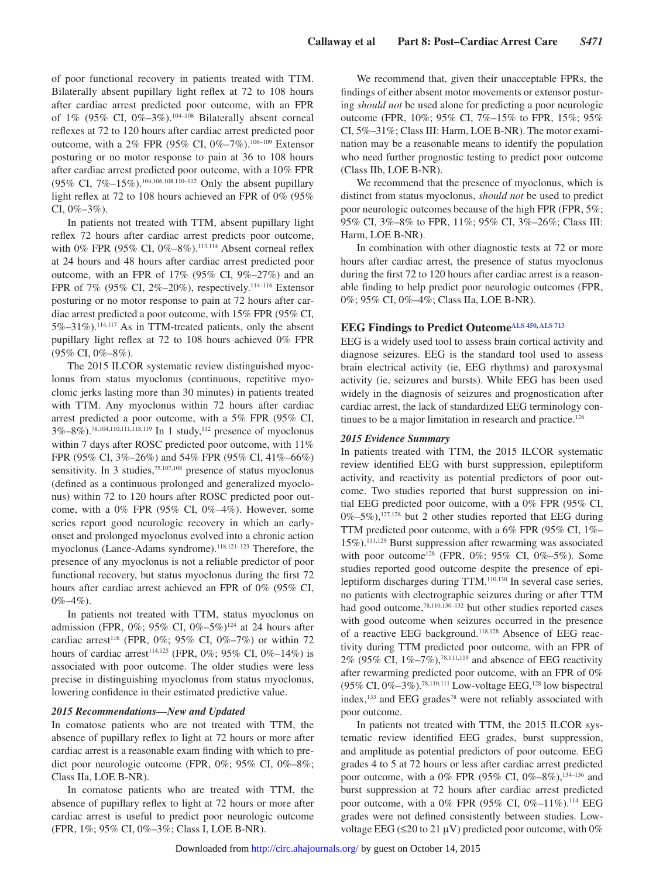of poor functional recovery in patients treated with TTM. Bilaterally absent pupillary light reflex at 72 to 108 hours after cardiac arrest predicted poor outcome, with an FPR of 1% (95% CI, 0%–3%).[104–108] Bilaterally absent corneal reflexes at 72 to 120 hours after cardiac arrest predicted poor outcome, with a 2% FPR (95% CI, 0%–7%).[106–109] Extensor posturing or no motor response to pain at 36 to 108 hours after cardiac arrest predicted poor outcome, with a 10% FPR (95% CI, 7%–15%).[104,106,108,110–112] Only the absent pupillary light reflex at 72 to 108 hours achieved an FPR of 0% (95% CI, 0%–3%).

In patients not treated with TTM, absent pupillary light reflex 72 hours after cardiac arrest predicts poor outcome, with 0% FPR (95% CI, 0%–8%).[113,114] Absent corneal reflex at 24 hours and 48 hours after cardiac arrest predicted poor outcome, with an FPR of 17% (95% CI, 9%–27%) and an FPR of 7% (95% CI, 2%–20%), respectively.[114–116] Extensor posturing or no motor response to pain at 72 hours after cardiac arrest predicted a poor outcome, with 15% FPR (95% CI, 5%–31%).[114,117] As in TTM-treated patients, only the absent pupillary light reflex at 72 to 108 hours achieved 0% FPR (95% CI, 0%–8%).

The 2015 ILCOR systematic review distinguished myoclonus from status myoclonus (continuous, repetitive myoclonic jerks lasting more than 30 minutes) in patients treated with TTM. Any myoclonus within 72 hours after cardiac arrest predicted a poor outcome, with a 5% FPR (95% CI, 3%–8%).[78,104,110,111,118,119] In 1 study,[112] presence of myoclonus within 7 days after ROSC predicted poor outcome, with 11% FPR (95% CI, 3%–26%) and 54% FPR (95% CI, 41%–66%) sensitivity. In 3 studies,[75,107,108] presence of status myoclonus (defined as a continuous prolonged and generalized myoclonus) within 72 to 120 hours after ROSC predicted poor outcome, with a 0% FPR (95% CI, 0%–4%). However, some series report good neurologic recovery in which an early-onset and prolonged myoclonus evolved into a chronic action myoclonus (Lance-Adams syndrome).[118,121–123] Therefore, the presence of any myoclonus is not a reliable predictor of poor functional recovery, but status myoclonus during the first 72 hours after cardiac arrest achieved an FPR of 0% (95% CI, 0%–4%).

In patients not treated with TTM, status myoclonus on admission (FPR, 0%; 95% CI, 0%–5%)[124] at 24 hours after cardiac arrest[116] (FPR, 0%; 95% CI, 0%–7%) or within 72 hours of cardiac arrest[114,125] (FPR, 0%; 95% CI, 0%–14%) is associated with poor outcome. The older studies were less precise in distinguishing myoclonus from status myoclonus, lowering confidence in their estimated predictive value.

#### *2015 Recommendations—New and Updated*

In comatose patients who are not treated with TTM, the absence of pupillary reflex to light at 72 hours or more after cardiac arrest is a reasonable exam finding with which to predict poor neurologic outcome (FPR, 0%; 95% CI, 0%–8%; Class IIa, LOE B-NR).

In comatose patients who are treated with TTM, the absence of pupillary reflex to light at 72 hours or more after cardiac arrest is useful to predict poor neurologic outcome (FPR, 1%; 95% CI, 0%–3%; Class I, LOE B-NR).

We recommend that, given their unacceptable FPRs, the findings of either absent motor movements or extensor posturing *should not* be used alone for predicting a poor neurologic outcome (FPR, 10%; 95% CI, 7%–15% to FPR, 15%; 95% CI, 5%–31%; Class III: Harm, LOE B-NR). The motor examination may be a reasonable means to identify the population who need further prognostic testing to predict poor outcome (Class IIb, LOE B-NR).

We recommend that the presence of myoclonus, which is distinct from status myoclonus, *should not* be used to predict poor neurologic outcomes because of the high FPR (FPR, 5%; 95% CI, 3%–8% to FPR, 11%; 95% CI, 3%–26%; Class III: Harm, LOE B-NR).

In combination with other diagnostic tests at 72 or more hours after cardiac arrest, the presence of status myoclonus during the first 72 to 120 hours after cardiac arrest is a reasonable finding to help predict poor neurologic outcomes (FPR, 0%; 95% CI, 0%–4%; Class IIa, LOE B-NR).

### EEG Findings to Predict Outcome[ALS 450, ALS 713]

EEG is a widely used tool to assess brain cortical activity and diagnose seizures. EEG is the standard tool used to assess brain electrical activity (ie, EEG rhythms) and paroxysmal activity (ie, seizures and bursts). While EEG has been used widely in the diagnosis of seizures and prognostication after cardiac arrest, the lack of standardized EEG terminology continues to be a major limitation in research and practice.[126]

#### *2015 Evidence Summary*

In patients treated with TTM, the 2015 ILCOR systematic review identified EEG with burst suppression, epileptiform activity, and reactivity as potential predictors of poor outcome. Two studies reported that burst suppression on initial EEG predicted poor outcome, with a 0% FPR (95% CI, 0%–5%),[127,128] but 2 other studies reported that EEG during TTM predicted poor outcome, with a 6% FPR (95% CI, 1%–15%).[111,129] Burst suppression after rewarming was associated with poor outcome[128] (FPR, 0%; 95% CI, 0%–5%). Some studies reported good outcome despite the presence of epileptiform discharges during TTM.[110,130] In several case series, no patients with electrographic seizures during or after TTM had good outcome,[78,110,130–132] but other studies reported cases with good outcome when seizures occurred in the presence of a reactive EEG background.[118,128] Absence of EEG reactivity during TTM predicted poor outcome, with an FPR of 2% (95% CI, 1%–7%),[78,111,119] and absence of EEG reactivity after rewarming predicted poor outcome, with an FPR of 0% (95% CI, 0%–3%).[78,110,111] Low-voltage EEG,[128] low bispectral index,[133] and EEG grades[78] were not reliably associated with poor outcome.

In patients not treated with TTM, the 2015 ILCOR systematic review identified EEG grades, burst suppression, and amplitude as potential predictors of poor outcome. EEG grades 4 to 5 at 72 hours or less after cardiac arrest predicted poor outcome, with a 0% FPR (95% CI, 0%–8%),[134–136] and burst suppression at 72 hours after cardiac arrest predicted poor outcome, with a 0% FPR (95% CI, 0%–11%).[114] EEG grades were not defined consistently between studies. Low-voltage EEG (≤20 to 21 μV) predicted poor outcome, with 0%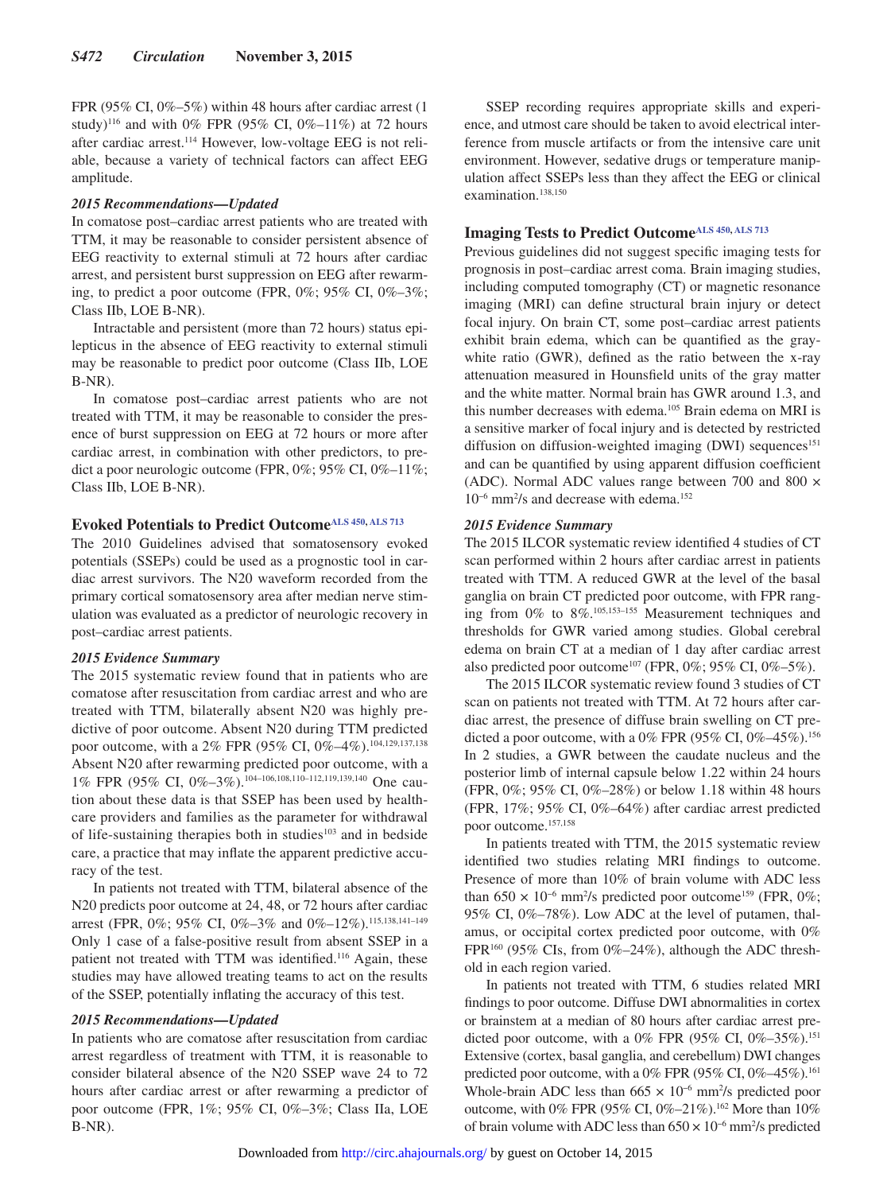FPR (95% CI, 0%–5%) within 48 hours after cardiac arrest (1 study)[116] and with 0% FPR (95% CI, 0%–11%) at 72 hours after cardiac arrest.[114] However, low-voltage EEG is not reliable, because a variety of technical factors can affect EEG amplitude.

#### *2015 Recommendations—Updated*

In comatose post–cardiac arrest patients who are treated with TTM, it may be reasonable to consider persistent absence of EEG reactivity to external stimuli at 72 hours after cardiac arrest, and persistent burst suppression on EEG after rewarming, to predict a poor outcome (FPR, 0%; 95% CI, 0%–3%; Class IIb, LOE B-NR).

Intractable and persistent (more than 72 hours) status epilepticus in the absence of EEG reactivity to external stimuli may be reasonable to predict poor outcome (Class IIb, LOE B-NR).

In comatose post–cardiac arrest patients who are not treated with TTM, it may be reasonable to consider the presence of burst suppression on EEG at 72 hours or more after cardiac arrest, in combination with other predictors, to predict a poor neurologic outcome (FPR, 0%; 95% CI, 0%–11%; Class IIb, LOE B-NR).

### Evoked Potentials to Predict Outcome[ALS 450, ALS 713]

The 2010 Guidelines advised that somatosensory evoked potentials (SSEPs) could be used as a prognostic tool in cardiac arrest survivors. The N20 waveform recorded from the primary cortical somatosensory area after median nerve stimulation was evaluated as a predictor of neurologic recovery in post–cardiac arrest patients.

#### *2015 Evidence Summary*

The 2015 systematic review found that in patients who are comatose after resuscitation from cardiac arrest and who are treated with TTM, bilaterally absent N20 was highly predictive of poor outcome. Absent N20 during TTM predicted poor outcome, with a 2% FPR (95% CI, 0%–4%).[104,129,137,138] Absent N20 after rewarming predicted poor outcome, with a 1% FPR (95% CI, 0%–3%).[104–106,108,110–112,119,139,140] One caution about these data is that SSEP has been used by healthcare providers and families as the parameter for withdrawal of life-sustaining therapies both in studies[103] and in bedside care, a practice that may inflate the apparent predictive accuracy of the test.

In patients not treated with TTM, bilateral absence of the N20 predicts poor outcome at 24, 48, or 72 hours after cardiac arrest (FPR, 0%; 95% CI, 0%–3% and 0%–12%).[115,138,141–149] Only 1 case of a false-positive result from absent SSEP in a patient not treated with TTM was identified.[116] Again, these studies may have allowed treating teams to act on the results of the SSEP, potentially inflating the accuracy of this test.

#### *2015 Recommendations—Updated*

In patients who are comatose after resuscitation from cardiac arrest regardless of treatment with TTM, it is reasonable to consider bilateral absence of the N20 SSEP wave 24 to 72 hours after cardiac arrest or after rewarming a predictor of poor outcome (FPR, 1%; 95% CI, 0%–3%; Class IIa, LOE B-NR).

SSEP recording requires appropriate skills and experience, and utmost care should be taken to avoid electrical interference from muscle artifacts or from the intensive care unit environment. However, sedative drugs or temperature manipulation affect SSEPs less than they affect the EEG or clinical examination.[138,150]

### Imaging Tests to Predict Outcome[ALS 450, ALS 713]

Previous guidelines did not suggest specific imaging tests for prognosis in post–cardiac arrest coma. Brain imaging studies, including computed tomography (CT) or magnetic resonance imaging (MRI) can define structural brain injury or detect focal injury. On brain CT, some post–cardiac arrest patients exhibit brain edema, which can be quantified as the gray-white ratio (GWR), defined as the ratio between the x-ray attenuation measured in Hounsfield units of the gray matter and the white matter. Normal brain has GWR around 1.3, and this number decreases with edema.[105] Brain edema on MRI is a sensitive marker of focal injury and is detected by restricted diffusion on diffusion-weighted imaging (DWI) sequences[151] and can be quantified by using apparent diffusion coefficient (ADC). Normal ADC values range between 700 and 800 × $10^{-6}$ $mm^2/s$ and decrease with edema.[152]

#### *2015 Evidence Summary*

The 2015 ILCOR systematic review identified 4 studies of CT scan performed within 2 hours after cardiac arrest in patients treated with TTM. A reduced GWR at the level of the basal ganglia on brain CT predicted poor outcome, with FPR ranging from 0% to 8%.[105,153–155] Measurement techniques and thresholds for GWR varied among studies. Global cerebral edema on brain CT at a median of 1 day after cardiac arrest also predicted poor outcome[107] (FPR, 0%; 95% CI, 0%–5%).

The 2015 ILCOR systematic review found 3 studies of CT scan on patients not treated with TTM. At 72 hours after cardiac arrest, the presence of diffuse brain swelling on CT predicted a poor outcome, with a 0% FPR (95% CI, 0%–45%).[156] In 2 studies, a GWR between the caudate nucleus and the posterior limb of internal capsule below 1.22 within 24 hours (FPR, 0%; 95% CI, 0%–28%) or below 1.18 within 48 hours (FPR, 17%; 95% CI, 0%–64%) after cardiac arrest predicted poor outcome.[157,158]

In patients treated with TTM, the 2015 systematic review identified two studies relating MRI findings to outcome. Presence of more than 10% of brain volume with ADC less than 650 × $10^{-6}$ $mm^2/s$ predicted poor outcome[159] (FPR, 0%; 95% CI, 0%–78%). Low ADC at the level of putamen, thalamus, or occipital cortex predicted poor outcome, with 0% FPR[160] (95% CIs, from 0%–24%), although the ADC threshold in each region varied.

In patients not treated with TTM, 6 studies related MRI findings to poor outcome. Diffuse DWI abnormalities in cortex or brainstem at a median of 80 hours after cardiac arrest predicted poor outcome, with a 0% FPR (95% CI, 0%–35%).[151] Extensive (cortex, basal ganglia, and cerebellum) DWI changes predicted poor outcome, with a 0% FPR (95% CI, 0%–45%).[161] Whole-brain ADC less than 665 × $10^{-6}$ $mm^2/s$ predicted poor outcome, with 0% FPR (95% CI, 0%–21%).[162] More than 10% of brain volume with ADC less than 650 × $10^{-6}$ $mm^2/s$ predicted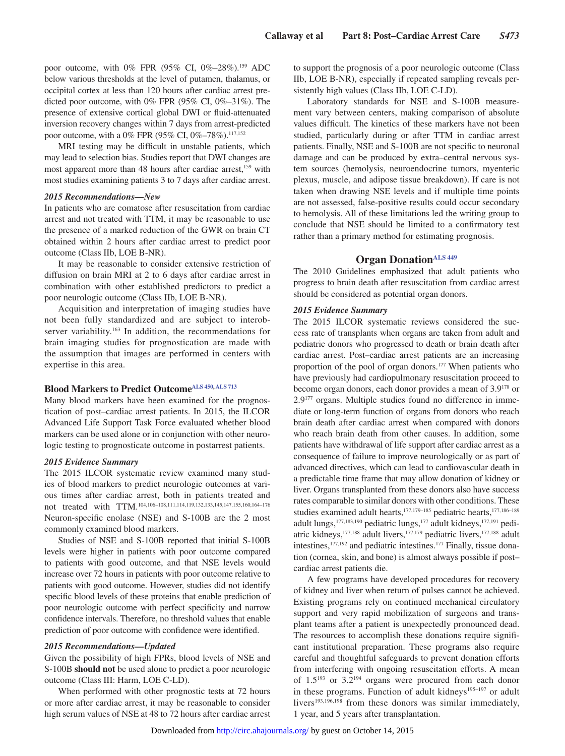poor outcome, with 0% FPR (95% CI, 0%–28%).[159] ADC below various thresholds at the level of putamen, thalamus, or occipital cortex at less than 120 hours after cardiac arrest predicted poor outcome, with 0% FPR (95% CI, 0%–31%). The presence of extensive cortical global DWI or fluid-attenuated inversion recovery changes within 7 days from arrest-predicted poor outcome, with a 0% FPR (95% CI, 0%–78%).[117,152]

MRI testing may be difficult in unstable patients, which may lead to selection bias. Studies report that DWI changes are most apparent more than 48 hours after cardiac arrest,[159] with most studies examining patients 3 to 7 days after cardiac arrest.

#### *2015 Recommendations—New*

In patients who are comatose after resuscitation from cardiac arrest and not treated with TTM, it may be reasonable to use the presence of a marked reduction of the GWR on brain CT obtained within 2 hours after cardiac arrest to predict poor outcome (Class IIb, LOE B-NR).

It may be reasonable to consider extensive restriction of diffusion on brain MRI at 2 to 6 days after cardiac arrest in combination with other established predictors to predict a poor neurologic outcome (Class IIb, LOE B-NR).

Acquisition and interpretation of imaging studies have not been fully standardized and are subject to interobserver variability.[163] In addition, the recommendations for brain imaging studies for prognostication are made with the assumption that images are performed in centers with expertise in this area.

### Blood Markers to Predict Outcome[ALS 450, ALS 713]

Many blood markers have been examined for the prognostication of post–cardiac arrest patients. In 2015, the ILCOR Advanced Life Support Task Force evaluated whether blood markers can be used alone or in conjunction with other neurologic testing to prognosticate outcome in postarrest patients.

#### *2015 Evidence Summary*

The 2015 ILCOR systematic review examined many studies of blood markers to predict neurologic outcomes at various times after cardiac arrest, both in patients treated and not treated with TTM.[104,106–108,111,114,119,132,133,145,147,155,160,164–176] Neuron-specific enolase (NSE) and S-100B are the 2 most commonly examined blood markers.

Studies of NSE and S-100B reported that initial S-100B levels were higher in patients with poor outcome compared to patients with good outcome, and that NSE levels would increase over 72 hours in patients with poor outcome relative to patients with good outcome. However, studies did not identify specific blood levels of these proteins that enable prediction of poor neurologic outcome with perfect specificity and narrow confidence intervals. Therefore, no threshold values that enable prediction of poor outcome with confidence were identified.

#### *2015 Recommendations—Updated*

Given the possibility of high FPRs, blood levels of NSE and S-100B **should not** be used alone to predict a poor neurologic outcome (Class III: Harm, LOE C-LD).

When performed with other prognostic tests at 72 hours or more after cardiac arrest, it may be reasonable to consider high serum values of NSE at 48 to 72 hours after cardiac arrest to support the prognosis of a poor neurologic outcome (Class IIb, LOE B-NR), especially if repeated sampling reveals persistently high values (Class IIb, LOE C-LD).

Laboratory standards for NSE and S-100B measurement vary between centers, making comparison of absolute values difficult. The kinetics of these markers have not been studied, particularly during or after TTM in cardiac arrest patients. Finally, NSE and S-100B are not specific to neuronal damage and can be produced by extra–central nervous system sources (hemolysis, neuroendocrine tumors, myenteric plexus, muscle, and adipose tissue breakdown). If care is not taken when drawing NSE levels and if multiple time points are not assessed, false-positive results could occur secondary to hemolysis. All of these limitations led the writing group to conclude that NSE should be limited to a confirmatory test rather than a primary method for estimating prognosis.

## Organ Donation[ALS 449]

The 2010 Guidelines emphasized that adult patients who progress to brain death after resuscitation from cardiac arrest should be considered as potential organ donors.

#### *2015 Evidence Summary*

The 2015 ILCOR systematic reviews considered the success rate of transplants when organs are taken from adult and pediatric donors who progressed to death or brain death after cardiac arrest. Post–cardiac arrest patients are an increasing proportion of the pool of organ donors.[177] When patients who have previously had cardiopulmonary resuscitation proceed to become organ donors, each donor provides a mean of 3.9[178] or 2.9[177] organs. Multiple studies found no difference in immediate or long-term function of organs from donors who reach brain death after cardiac arrest when compared with donors who reach brain death from other causes. In addition, some patients have withdrawal of life support after cardiac arrest as a consequence of failure to improve neurologically or as part of advanced directives, which can lead to cardiovascular death in a predictable time frame that may allow donation of kidney or liver. Organs transplanted from these donors also have success rates comparable to similar donors with other conditions. These studies examined adult hearts,[177,179–185] pediatric hearts,[177,186–189] adult lungs,[177,183,190] pediatric lungs,[177] adult kidneys,[177,191] pediatric kidneys,[177,188] adult livers,[177,179] pediatric livers,[177,188] adult intestines,[177,192] and pediatric intestines.[177] Finally, tissue donation (cornea, skin, and bone) is almost always possible if post–cardiac arrest patients die.

A few programs have developed procedures for recovery of kidney and liver when return of pulses cannot be achieved. Existing programs rely on continued mechanical circulatory support and very rapid mobilization of surgeons and transplant teams after a patient is unexpectedly pronounced dead. The resources to accomplish these donations require significant institutional preparation. These programs also require careful and thoughtful safeguards to prevent donation efforts from interfering with ongoing resuscitation efforts. A mean of 1.5[193] or 3.2[194] organs were procured from each donor in these programs. Function of adult kidneys[195–197] or adult livers[193,196,198] from these donors was similar immediately, 1 year, and 5 years after transplantation.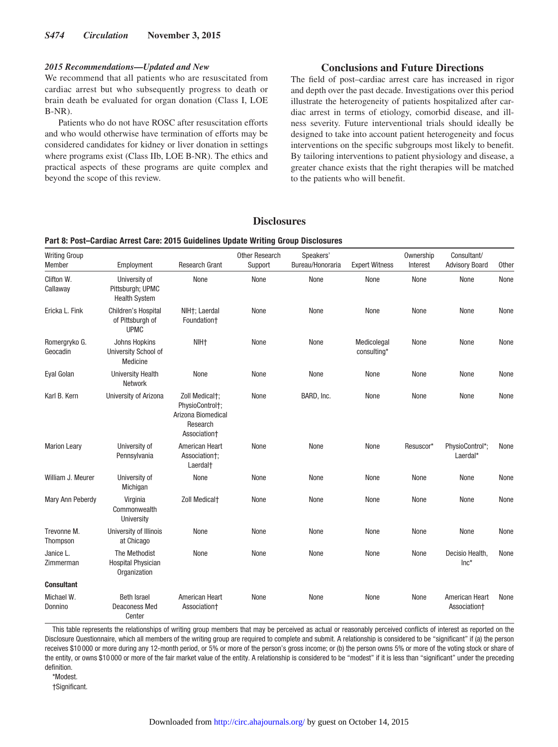### 2015 Recommendations—Updated and New

We recommend that all patients who are resuscitated from cardiac arrest but who subsequently progress to death or brain death be evaluated for organ donation (Class I, LOE B-NR).

Patients who do not have ROSC after resuscitation efforts and who would otherwise have termination of efforts may be considered candidates for kidney or liver donation in settings where programs exist (Class IIb, LOE B-NR). The ethics and practical aspects of these programs are quite complex and beyond the scope of this review.

## Conclusions and Future Directions

The field of post–cardiac arrest care has increased in rigor and depth over the past decade. Investigations over this period illustrate the heterogeneity of patients hospitalized after cardiac arrest in terms of etiology, comorbid disease, and illness severity. Future interventional trials should ideally be designed to take into account patient heterogeneity and focus interventions on the specific subgroups most likely to benefit. By tailoring interventions to patient physiology and disease, a greater chance exists that the right therapies will be matched to the patients who will benefit.

## Disclosures

**Part 8: Post–Cardiac Arrest Care: 2015 Guidelines Update Writing Group Disclosures**

| Writing Group Member | Employment | Research Grant | Other Research Support | Speakers' Bureau/Honoraria | Expert Witness | Ownership Interest | Consultant/ Advisory Board | Other |
|---|---|---|---|---|---|---|---|---|
| Clifton W. Callaway | University of Pittsburgh; UPMC Health System | None | None | None | None | None | None | None |
| Ericka L. Fink | Children's Hospital of Pittsburgh of UPMC | NIH†; Laerdal Foundation† | None | None | None | None | None | None |
| Romergryko G. Geocadin | Johns Hopkins University School of Medicine | NIH† | None | None | Medicolegal consulting* | None | None | None |
| Eyal Golan | University Health Network | None | None | None | None | None | None | None |
| Karl B. Kern | University of Arizona | Zoll Medical†; PhysioControl†; Arizona Biomedical Research Association† | None | BARD, Inc. | None | None | None | None |
| Marion Leary | University of Pennsylvania | American Heart Association†; Laerdal† | None | None | None | Resuscor* | PhysioControl*; Laerdal* | None |
| William J. Meurer | University of Michigan | None | None | None | None | None | None | None |
| Mary Ann Peberdy | Virginia Commonwealth University | Zoll Medical† | None | None | None | None | None | None |
| Trevonne M. Thompson | University of Illinois at Chicago | None | None | None | None | None | None | None |
| Janice L. Zimmerman | The Methodist Hospital Physician Organization | None | None | None | None | None | Decisio Health, Inc* | None |
| **Consultant** | | | | | | | | |
| Michael W. Donnino | Beth Israel Deaconess Med Center | American Heart Association† | None | None | None | None | American Heart Association† | None |

This table represents the relationships of writing group members that may be perceived as actual or reasonably perceived conflicts of interest as reported on the Disclosure Questionnaire, which all members of the writing group are required to complete and submit. A relationship is considered to be "significant" if (a) the person receives $10 000 or more during any 12-month period, or 5% or more of the person's gross income; or (b) the person owns 5% or more of the voting stock or share of the entity, or owns $10 000 or more of the fair market value of the entity. A relationship is considered to be "modest" if it is less than "significant" under the preceding definition.

*Modest.

†Significant.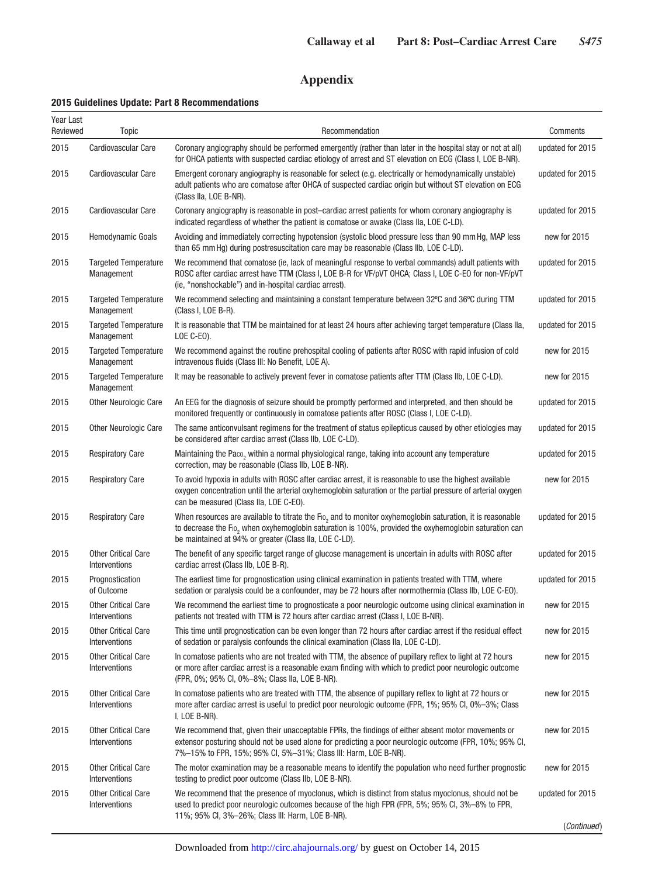# Appendix

**2015 Guidelines Update: Part 8 Recommendations**

| Year Last Reviewed | Topic | Recommendation | Comments |
|---|---|---|---|
| 2015 | Cardiovascular Care | Coronary angiography should be performed emergently (rather than later in the hospital stay or not at all) for OHCA patients with suspected cardiac etiology of arrest and ST elevation on ECG (Class I, LOE B-NR). | updated for 2015 |
| 2015 | Cardiovascular Care | Emergent coronary angiography is reasonable for select (e.g. electrically or hemodynamically unstable) adult patients who are comatose after OHCA of suspected cardiac origin but without ST elevation on ECG (Class IIa, LOE B-NR). | updated for 2015 |
| 2015 | Cardiovascular Care | Coronary angiography is reasonable in post–cardiac arrest patients for whom coronary angiography is indicated regardless of whether the patient is comatose or awake (Class IIa, LOE C-LD). | updated for 2015 |
| 2015 | Hemodynamic Goals | Avoiding and immediately correcting hypotension (systolic blood pressure less than 90 mm Hg, MAP less than 65 mm Hg) during postresuscitation care may be reasonable (Class IIb, LOE C-LD). | new for 2015 |
| 2015 | Targeted Temperature Management | We recommend that comatose (ie, lack of meaningful response to verbal commands) adult patients with ROSC after cardiac arrest have TTM (Class I, LOE B-R for VF/pVT OHCA; Class I, LOE C-EO for non-VF/pVT (ie, "nonshockable") and in-hospital cardiac arrest). | updated for 2015 |
| 2015 | Targeted Temperature Management | We recommend selecting and maintaining a constant temperature between 32ºC and 36ºC during TTM (Class I, LOE B-R). | updated for 2015 |
| 2015 | Targeted Temperature Management | It is reasonable that TTM be maintained for at least 24 hours after achieving target temperature (Class IIa, LOE C-EO). | updated for 2015 |
| 2015 | Targeted Temperature Management | We recommend against the routine prehospital cooling of patients after ROSC with rapid infusion of cold intravenous fluids (Class III: No Benefit, LOE A). | new for 2015 |
| 2015 | Targeted Temperature Management | It may be reasonable to actively prevent fever in comatose patients after TTM (Class IIb, LOE C-LD). | new for 2015 |
| 2015 | Other Neurologic Care | An EEG for the diagnosis of seizure should be promptly performed and interpreted, and then should be monitored frequently or continuously in comatose patients after ROSC (Class I, LOE C-LD). | updated for 2015 |
| 2015 | Other Neurologic Care | The same anticonvulsant regimens for the treatment of status epilepticus caused by other etiologies may be considered after cardiac arrest (Class IIb, LOE C-LD). | updated for 2015 |
| 2015 | Respiratory Care | Maintaining the $Pa_{CO_2}$ within a normal physiological range, taking into account any temperature correction, may be reasonable (Class IIb, LOE B-NR). | updated for 2015 |
| 2015 | Respiratory Care | To avoid hypoxia in adults with ROSC after cardiac arrest, it is reasonable to use the highest available oxygen concentration until the arterial oxyhemoglobin saturation or the partial pressure of arterial oxygen can be measured (Class IIa, LOE C-EO). | new for 2015 |
| 2015 | Respiratory Care | When resources are available to titrate the $F_{IO_2}$ and to monitor oxyhemoglobin saturation, it is reasonable to decrease the $F_{IO_2}$ when oxyhemoglobin saturation is 100%, provided the oxyhemoglobin saturation can be maintained at 94% or greater (Class IIa, LOE C-LD). | updated for 2015 |
| 2015 | Other Critical Care Interventions | The benefit of any specific target range of glucose management is uncertain in adults with ROSC after cardiac arrest (Class IIb, LOE B-R). | updated for 2015 |
| 2015 | Prognostication of Outcome | The earliest time for prognostication using clinical examination in patients treated with TTM, where sedation or paralysis could be a confounder, may be 72 hours after normothermia (Class IIb, LOE C-EO). | updated for 2015 |
| 2015 | Other Critical Care Interventions | We recommend the earliest time to prognosticate a poor neurologic outcome using clinical examination in patients not treated with TTM is 72 hours after cardiac arrest (Class I, LOE B-NR). | new for 2015 |
| 2015 | Other Critical Care Interventions | This time until prognostication can be even longer than 72 hours after cardiac arrest if the residual effect of sedation or paralysis confounds the clinical examination (Class IIa, LOE C-LD). | new for 2015 |
| 2015 | Other Critical Care Interventions | In comatose patients who are not treated with TTM, the absence of pupillary reflex to light at 72 hours or more after cardiac arrest is a reasonable exam finding with which to predict poor neurologic outcome (FPR, 0%; 95% CI, 0%–8%; Class IIa, LOE B-NR). | new for 2015 |
| 2015 | Other Critical Care Interventions | In comatose patients who are treated with TTM, the absence of pupillary reflex to light at 72 hours or more after cardiac arrest is useful to predict poor neurologic outcome (FPR, 1%; 95% CI, 0%–3%; Class I, LOE B-NR). | new for 2015 |
| 2015 | Other Critical Care Interventions | We recommend that, given their unacceptable FPRs, the findings of either absent motor movements or extensor posturing should not be used alone for predicting a poor neurologic outcome (FPR, 10%; 95% CI, 7%–15% to FPR, 15%; 95% CI, 5%–31%; Class III: Harm, LOE B-NR). | new for 2015 |
| 2015 | Other Critical Care Interventions | The motor examination may be a reasonable means to identify the population who need further prognostic testing to predict poor outcome (Class IIb, LOE B-NR). | new for 2015 |
| 2015 | Other Critical Care Interventions | We recommend that the presence of myoclonus, which is distinct from status myoclonus, should not be used to predict poor neurologic outcomes because of the high FPR (FPR, 5%; 95% CI, 3%–8% to FPR, 11%; 95% CI, 3%–26%; Class III: Harm, LOE B-NR). | updated for 2015 |

*(Continued)*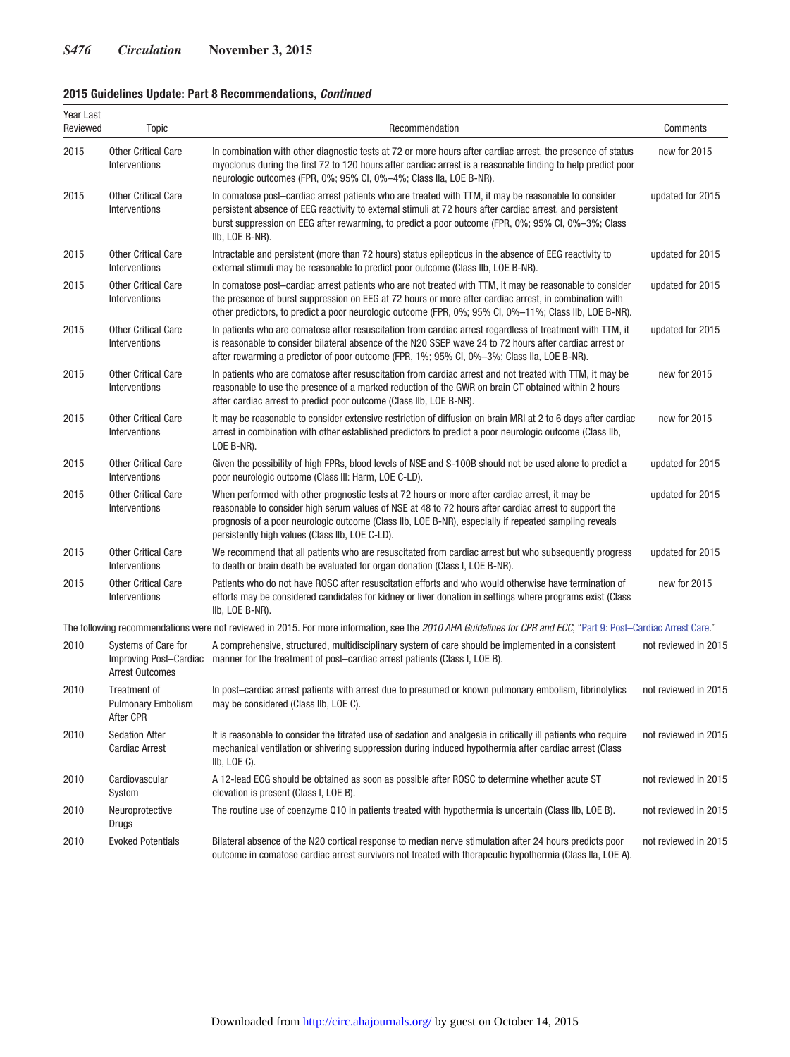**2015 Guidelines Update: Part 8 Recommendations, *Continued***

| Year Last Reviewed | Topic | Recommendation | Comments |
|---|---|---|---|
| 2015 | Other Critical Care Interventions | In combination with other diagnostic tests at 72 or more hours after cardiac arrest, the presence of status myoclonus during the first 72 to 120 hours after cardiac arrest is a reasonable finding to help predict poor neurologic outcomes (FPR, 0%; 95% CI, 0%–4%; Class IIa, LOE B-NR). | new for 2015 |
| 2015 | Other Critical Care Interventions | In comatose post–cardiac arrest patients who are treated with TTM, it may be reasonable to consider persistent absence of EEG reactivity to external stimuli at 72 hours after cardiac arrest, and persistent burst suppression on EEG after rewarming, to predict a poor outcome (FPR, 0%; 95% CI, 0%–3%; Class IIb, LOE B-NR). | updated for 2015 |
| 2015 | Other Critical Care Interventions | Intractable and persistent (more than 72 hours) status epilepticus in the absence of EEG reactivity to external stimuli may be reasonable to predict poor outcome (Class IIb, LOE B-NR). | updated for 2015 |
| 2015 | Other Critical Care Interventions | In comatose post–cardiac arrest patients who are not treated with TTM, it may be reasonable to consider the presence of burst suppression on EEG at 72 hours or more after cardiac arrest, in combination with other predictors, to predict a poor neurologic outcome (FPR, 0%; 95% CI, 0%–11%; Class IIb, LOE B-NR). | updated for 2015 |
| 2015 | Other Critical Care Interventions | In patients who are comatose after resuscitation from cardiac arrest regardless of treatment with TTM, it is reasonable to consider bilateral absence of the N20 SSEP wave 24 to 72 hours after cardiac arrest or after rewarming a predictor of poor outcome (FPR, 1%; 95% CI, 0%–3%; Class IIa, LOE B-NR). | updated for 2015 |
| 2015 | Other Critical Care Interventions | In patients who are comatose after resuscitation from cardiac arrest and not treated with TTM, it may be reasonable to use the presence of a marked reduction of the GWR on brain CT obtained within 2 hours after cardiac arrest to predict poor outcome (Class IIb, LOE B-NR). | new for 2015 |
| 2015 | Other Critical Care Interventions | It may be reasonable to consider extensive restriction of diffusion on brain MRI at 2 to 6 days after cardiac arrest in combination with other established predictors to predict a poor neurologic outcome (Class IIb, LOE B-NR). | new for 2015 |
| 2015 | Other Critical Care Interventions | Given the possibility of high FPRs, blood levels of NSE and S-100B should not be used alone to predict a poor neurologic outcome (Class III: Harm, LOE C-LD). | updated for 2015 |
| 2015 | Other Critical Care Interventions | When performed with other prognostic tests at 72 hours or more after cardiac arrest, it may be reasonable to consider high serum values of NSE at 48 to 72 hours after cardiac arrest to support the prognosis of a poor neurologic outcome (Class IIb, LOE B-NR), especially if repeated sampling reveals persistently high values (Class IIb, LOE C-LD). | updated for 2015 |
| 2015 | Other Critical Care Interventions | We recommend that all patients who are resuscitated from cardiac arrest but who subsequently progress to death or brain death be evaluated for organ donation (Class I, LOE B-NR). | updated for 2015 |
| 2015 | Other Critical Care Interventions | Patients who do not have ROSC after resuscitation efforts and who would otherwise have termination of efforts may be considered candidates for kidney or liver donation in settings where programs exist (Class IIb, LOE B-NR). | new for 2015 |
| The following recommendations were not reviewed in 2015. For more information, see the *2010 AHA Guidelines for CPR and ECC*, "Part 9: Post–Cardiac Arrest Care." | | | |
| 2010 | Systems of Care for Improving Post–Cardiac Arrest Outcomes | A comprehensive, structured, multidisciplinary system of care should be implemented in a consistent manner for the treatment of post–cardiac arrest patients (Class I, LOE B). | not reviewed in 2015 |
| 2010 | Treatment of Pulmonary Embolism After CPR | In post–cardiac arrest patients with arrest due to presumed or known pulmonary embolism, fibrinolytics may be considered (Class IIb, LOE C). | not reviewed in 2015 |
| 2010 | Sedation After Cardiac Arrest | It is reasonable to consider the titrated use of sedation and analgesia in critically ill patients who require mechanical ventilation or shivering suppression during induced hypothermia after cardiac arrest (Class IIb, LOE C). | not reviewed in 2015 |
| 2010 | Cardiovascular System | A 12-lead ECG should be obtained as soon as possible after ROSC to determine whether acute ST elevation is present (Class I, LOE B). | not reviewed in 2015 |
| 2010 | Neuroprotective Drugs | The routine use of coenzyme Q10 in patients treated with hypothermia is uncertain (Class IIb, LOE B). | not reviewed in 2015 |
| 2010 | Evoked Potentials | Bilateral absence of the N20 cortical response to median nerve stimulation after 24 hours predicts poor outcome in comatose cardiac arrest survivors not treated with therapeutic hypothermia (Class IIa, LOE A). | not reviewed in 2015 |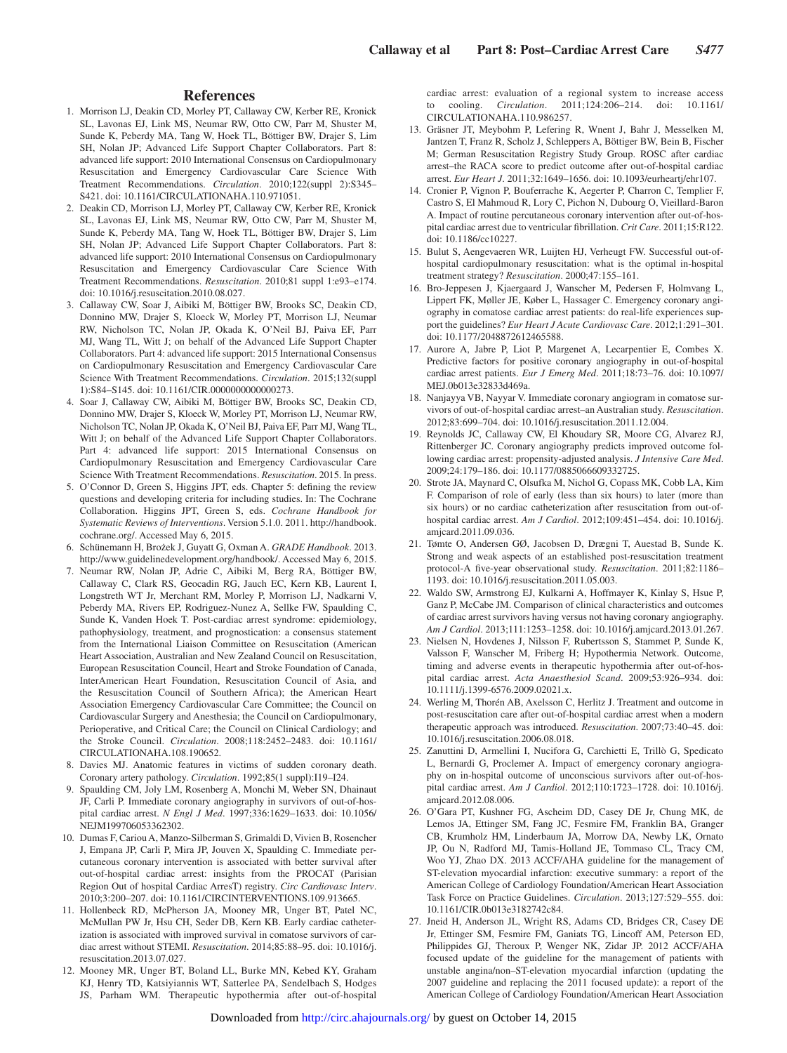## References

1. Morrison LJ, Deakin CD, Morley PT, Callaway CW, Kerber RE, Kronick SL, Lavonas EJ, Link MS, Neumar RW, Otto CW, Parr M, Shuster M, Sunde K, Peberdy MA, Tang W, Hoek TL, Böttiger BW, Drajer S, Lim SH, Nolan JP; Advanced Life Support Chapter Collaborators. Part 8: advanced life support: 2010 International Consensus on Cardiopulmonary Resuscitation and Emergency Cardiovascular Care Science With Treatment Recommendations. *Circulation*. 2010;122(suppl 2):S345–S421. doi: 10.1161/CIRCULATIONAHA.110.971051.
2. Deakin CD, Morrison LJ, Morley PT, Callaway CW, Kerber RE, Kronick SL, Lavonas EJ, Link MS, Neumar RW, Otto CW, Parr M, Shuster M, Sunde K, Peberdy MA, Tang W, Hoek TL, Böttiger BW, Drajer S, Lim SH, Nolan JP; Advanced Life Support Chapter Collaborators. Part 8: advanced life support: 2010 International Consensus on Cardiopulmonary Resuscitation and Emergency Cardiovascular Care Science With Treatment Recommendations. *Resuscitation*. 2010;81 suppl 1:e93–e174. doi: 10.1016/j.resuscitation.2010.08.027.
3. Callaway CW, Soar J, Aibiki M, Böttiger BW, Brooks SC, Deakin CD, Donnino MW, Drajer S, Kloeck W, Morley PT, Morrison LJ, Neumar RW, Nicholson TC, Nolan JP, Okada K, O'Neil BJ, Paiva EF, Parr MJ, Wang TL, Witt J; on behalf of the Advanced Life Support Chapter Collaborators. Part 4: advanced life support: 2015 International Consensus on Cardiopulmonary Resuscitation and Emergency Cardiovascular Care Science With Treatment Recommendations. *Circulation*. 2015;132(suppl 1):S84–S145. doi: 10.1161/CIR.0000000000000273.
4. Soar J, Callaway CW, Aibiki M, Böttiger BW, Brooks SC, Deakin CD, Donnino MW, Drajer S, Kloeck W, Morley PT, Morrison LJ, Neumar RW, Nicholson TC, Nolan JP, Okada K, O'Neil BJ, Paiva EF, Parr MJ, Wang TL, Witt J; on behalf of the Advanced Life Support Chapter Collaborators. Part 4: advanced life support: 2015 International Consensus on Cardiopulmonary Resuscitation and Emergency Cardiovascular Care Science With Treatment Recommendations. *Resuscitation*. 2015. In press.
5. O'Connor D, Green S, Higgins JPT, eds. Chapter 5: defining the review questions and developing criteria for including studies. In: The Cochrane Collaboration. Higgins JPT, Green S, eds. *Cochrane Handbook for Systematic Reviews of Interventions*. Version 5.1.0. 2011. http://handbook.cochrane.org/. Accessed May 6, 2015.
6. Schünemann H, Brożek J, Guyatt G, Oxman A. *GRADE Handbook*. 2013. http://www.guidelinedevelopment.org/handbook/. Accessed May 6, 2015.
7. Neumar RW, Nolan JP, Adrie C, Aibiki M, Berg RA, Böttiger BW, Callaway C, Clark RS, Geocadin RG, Jauch EC, Kern KB, Laurent I, Longstreth WT Jr, Merchant RM, Morley P, Morrison LJ, Nadkarni V, Peberdy MA, Rivers EP, Rodriguez-Nunez A, Sellke FW, Spaulding C, Sunde K, Vanden Hoek T. Post-cardiac arrest syndrome: epidemiology, pathophysiology, treatment, and prognostication: a consensus statement from the International Liaison Committee on Resuscitation (American Heart Association, Australian and New Zealand Council on Resuscitation, European Resuscitation Council, Heart and Stroke Foundation of Canada, InterAmerican Heart Foundation, Resuscitation Council of Asia, and the Resuscitation Council of Southern Africa); the American Heart Association Emergency Cardiovascular Care Committee; the Council on Cardiovascular Surgery and Anesthesia; the Council on Cardiopulmonary, Perioperative, and Critical Care; the Council on Clinical Cardiology; and the Stroke Council. *Circulation*. 2008;118:2452–2483. doi: 10.1161/CIRCULATIONAHA.108.190652.
8. Davies MJ. Anatomic features in victims of sudden coronary death. Coronary artery pathology. *Circulation*. 1992;85(1 suppl):I19–I24.
9. Spaulding CM, Joly LM, Rosenberg A, Monchi M, Weber SN, Dhainaut JF, Carli P. Immediate coronary angiography in survivors of out-of-hospital cardiac arrest. *N Engl J Med*. 1997;336:1629–1633. doi: 10.1056/NEJM199706053362302.
10. Dumas F, Cariou A, Manzo-Silberman S, Grimaldi D, Vivien B, Rosencher J, Empana JP, Carli P, Mira JP, Jouven X, Spaulding C. Immediate percutaneous coronary intervention is associated with better survival after out-of-hospital cardiac arrest: insights from the PROCAT (Parisian Region Out of hospital Cardiac ArresT) registry. *Circ Cardiovasc Interv*. 2010;3:200–207. doi: 10.1161/CIRCINTERVENTIONS.109.913665.
11. Hollenbeck RD, McPherson JA, Mooney MR, Unger BT, Patel NC, McMullan PW Jr, Hsu CH, Seder DB, Kern KB. Early cardiac catheterization is associated with improved survival in comatose survivors of cardiac arrest without STEMI. *Resuscitation*. 2014;85:88–95. doi: 10.1016/j.resuscitation.2013.07.027.
12. Mooney MR, Unger BT, Boland LL, Burke MN, Kebed KY, Graham KJ, Henry TD, Katsiyiannis WT, Satterlee PA, Sendelbach S, Hodges JS, Parham WM. Therapeutic hypothermia after out-of-hospital cardiac arrest: evaluation of a regional system to increase access to cooling. *Circulation*. 2011;124:206–214. doi: 10.1161/CIRCULATIONAHA.110.986257.
13. Gräsner JT, Meybohm P, Lefering R, Wnent J, Bahr J, Messelken M, Jantzen T, Franz R, Scholz J, Schleppers A, Böttiger BW, Bein B, Fischer M; German Resuscitation Registry Study Group. ROSC after cardiac arrest–the RACA score to predict outcome after out-of-hospital cardiac arrest. *Eur Heart J*. 2011;32:1649–1656. doi: 10.1093/eurheartj/ehr107.
14. Cronier P, Vignon P, Bouferrache K, Aegerter P, Charron C, Templier F, Castro S, El Mahmoud R, Lory C, Pichon N, Dubourg O, Vieillard-Baron A. Impact of routine percutaneous coronary intervention after out-of-hospital cardiac arrest due to ventricular fibrillation. *Crit Care*. 2011;15:R122. doi: 10.1186/cc10227.
15. Bulut S, Aengevaeren WR, Luijten HJ, Verheugt FW. Successful out-of-hospital cardiopulmonary resuscitation: what is the optimal in-hospital treatment strategy? *Resuscitation*. 2000;47:155–161.
16. Bro-Jeppesen J, Kjaergaard J, Wanscher M, Pedersen F, Holmvang L, Lippert FK, Møller JE, Køber L, Hassager C. Emergency coronary angiography in comatose cardiac arrest patients: do real-life experiences support the guidelines? *Eur Heart J Acute Cardiovasc Care*. 2012;1:291–301. doi: 10.1177/2048872612465588.
17. Aurore A, Jabre P, Liot P, Margenet A, Lecarpentier E, Combes X. Predictive factors for positive coronary angiography in out-of-hospital cardiac arrest patients. *Eur J Emerg Med*. 2011;18:73–76. doi: 10.1097/MEJ.0b013e32833d469a.
18. Nanjayya VB, Nayyar V. Immediate coronary angiogram in comatose survivors of out-of-hospital cardiac arrest–an Australian study. *Resuscitation*. 2012;83:699–704. doi: 10.1016/j.resuscitation.2011.12.004.
19. Reynolds JC, Callaway CW, El Khoudary SR, Moore CG, Alvarez RJ, Rittenberger JC. Coronary angiography predicts improved outcome following cardiac arrest: propensity-adjusted analysis. *J Intensive Care Med*. 2009;24:179–186. doi: 10.1177/0885066609332725.
20. Strote JA, Maynard C, Olsufka M, Nichol G, Copass MK, Cobb LA, Kim F. Comparison of role of early (less than six hours) to later (more than six hours) or no cardiac catheterization after resuscitation from out-of-hospital cardiac arrest. *Am J Cardiol*. 2012;109:451–454. doi: 10.1016/j.amjcard.2011.09.036.
21. Tømte O, Andersen GØ, Jacobsen D, Drægni T, Auestad B, Sunde K. Strong and weak aspects of an established post-resuscitation treatment protocol-A five-year observational study. *Resuscitation*. 2011;82:1186–1193. doi: 10.1016/j.resuscitation.2011.05.003.
22. Waldo SW, Armstrong EJ, Kulkarni A, Hoffmayer K, Kinlay S, Hsue P, Ganz P, McCabe JM. Comparison of clinical characteristics and outcomes of cardiac arrest survivors having versus not having coronary angiography. *Am J Cardiol*. 2013;111:1253–1258. doi: 10.1016/j.amjcard.2013.01.267.
23. Nielsen N, Hovdenes J, Nilsson F, Rubertsson S, Stammet P, Sunde K, Valsson F, Wanscher M, Friberg H; Hypothermia Network. Outcome, timing and adverse events in therapeutic hypothermia after out-of-hospital cardiac arrest. *Acta Anaesthesiol Scand*. 2009;53:926–934. doi: 10.1111/j.1399-6576.2009.02021.x.
24. Werling M, Thorén AB, Axelsson C, Herlitz J. Treatment and outcome in post-resuscitation care after out-of-hospital cardiac arrest when a modern therapeutic approach was introduced. *Resuscitation*. 2007;73:40–45. doi: 10.1016/j.resuscitation.2006.08.018.
25. Zanuttini D, Armellini I, Nucifora G, Carchietti E, Trillò G, Spedicato L, Bernardi G, Proclemer A. Impact of emergency coronary angiography on in-hospital outcome of unconscious survivors after out-of-hospital cardiac arrest. *Am J Cardiol*. 2012;110:1723–1728. doi: 10.1016/j.amjcard.2012.08.006.
26. O'Gara PT, Kushner FG, Ascheim DD, Casey DE Jr, Chung MK, de Lemos JA, Ettinger SM, Fang JC, Fesmire FM, Franklin BA, Granger CB, Krumholz HM, Linderbaum JA, Morrow DA, Newby LK, Ornato JP, Ou N, Radford MJ, Tamis-Holland JE, Tommaso CL, Tracy CM, Woo YJ, Zhao DX. 2013 ACCF/AHA guideline for the management of ST-elevation myocardial infarction: executive summary: a report of the American College of Cardiology Foundation/American Heart Association Task Force on Practice Guidelines. *Circulation*. 2013;127:529–555. doi: 10.1161/CIR.0b013e3182742c84.
27. Jneid H, Anderson JL, Wright RS, Adams CD, Bridges CR, Casey DE Jr, Ettinger SM, Fesmire FM, Ganiats TG, Lincoff AM, Peterson ED, Philippides GJ, Theroux P, Wenger NK, Zidar JP. 2012 ACCF/AHA focused update of the guideline for the management of patients with unstable angina/non–ST-elevation myocardial infarction (updating the 2007 guideline and replacing the 2011 focused update): a report of the American College of Cardiology Foundation/American Heart Association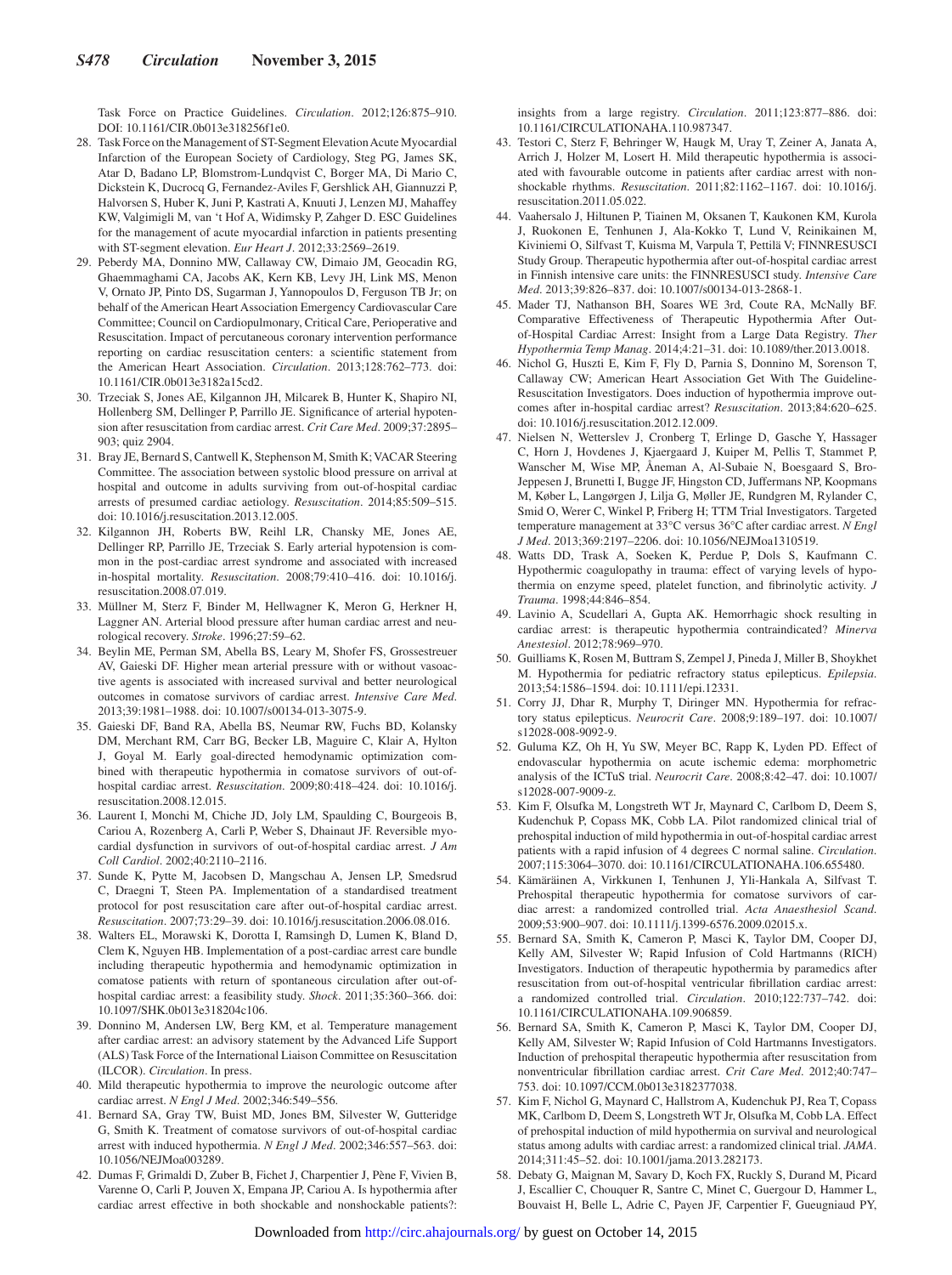Task Force on Practice Guidelines. *Circulation*. 2012;126:875–910. DOI: 10.1161/CIR.0b013e318256f1e0.

28. Task Force on the Management of ST-Segment Elevation Acute Myocardial Infarction of the European Society of Cardiology, Steg PG, James SK, Atar D, Badano LP, Blomstrom-Lundqvist C, Borger MA, Di Mario C, Dickstein K, Ducrocq G, Fernandez-Aviles F, Gershlick AH, Giannuzzi P, Halvorsen S, Huber K, Juni P, Kastrati A, Knuuti J, Lenzen MJ, Mahaffey KW, Valgimigli M, van 't Hof A, Widimsky P, Zahger D. ESC Guidelines for the management of acute myocardial infarction in patients presenting with ST-segment elevation. *Eur Heart J*. 2012;33:2569–2619.
29. Peberdy MA, Donnino MW, Callaway CW, Dimaio JM, Geocadin RG, Ghaemmaghami CA, Jacobs AK, Kern KB, Levy JH, Link MS, Menon V, Ornato JP, Pinto DS, Sugarman J, Yannopoulos D, Ferguson TB Jr; on behalf of the American Heart Association Emergency Cardiovascular Care Committee; Council on Cardiopulmonary, Critical Care, Perioperative and Resuscitation. Impact of percutaneous coronary intervention performance reporting on cardiac resuscitation centers: a scientific statement from the American Heart Association. *Circulation*. 2013;128:762–773. doi: 10.1161/CIR.0b013e3182a15cd2.
30. Trzeciak S, Jones AE, Kilgannon JH, Milcarek B, Hunter K, Shapiro NI, Hollenberg SM, Dellinger P, Parrillo JE. Significance of arterial hypotension after resuscitation from cardiac arrest. *Crit Care Med*. 2009;37:2895–903; quiz 2904.
31. Bray JE, Bernard S, Cantwell K, Stephenson M, Smith K; VACAR Steering Committee. The association between systolic blood pressure on arrival at hospital and outcome in adults surviving from out-of-hospital cardiac arrests of presumed cardiac aetiology. *Resuscitation*. 2014;85:509–515. doi: 10.1016/j.resuscitation.2013.12.005.
32. Kilgannon JH, Roberts BW, Reihl LR, Chansky ME, Jones AE, Dellinger RP, Parrillo JE, Trzeciak S. Early arterial hypotension is common in the post-cardiac arrest syndrome and associated with increased in-hospital mortality. *Resuscitation*. 2008;79:410–416. doi: 10.1016/j.resuscitation.2008.07.019.
33. Müllner M, Sterz F, Binder M, Hellwagner K, Meron G, Herkner H, Laggner AN. Arterial blood pressure after human cardiac arrest and neurological recovery. *Stroke*. 1996;27:59–62.
34. Beylin ME, Perman SM, Abella BS, Leary M, Shofer FS, Grossestreuer AV, Gaieski DF. Higher mean arterial pressure with or without vasoactive agents is associated with increased survival and better neurological outcomes in comatose survivors of cardiac arrest. *Intensive Care Med*. 2013;39:1981–1988. doi: 10.1007/s00134-013-3075-9.
35. Gaieski DF, Band RA, Abella BS, Neumar RW, Fuchs BD, Kolansky DM, Merchant RM, Carr BG, Becker LB, Maguire C, Klair A, Hylton J, Goyal M. Early goal-directed hemodynamic optimization combined with therapeutic hypothermia in comatose survivors of out-of-hospital cardiac arrest. *Resuscitation*. 2009;80:418–424. doi: 10.1016/j.resuscitation.2008.12.015.
36. Laurent I, Monchi M, Chiche JD, Joly LM, Spaulding C, Bourgeois B, Cariou A, Rozenberg A, Carli P, Weber S, Dhainaut JF. Reversible myocardial dysfunction in survivors of out-of-hospital cardiac arrest. *J Am Coll Cardiol*. 2002;40:2110–2116.
37. Sunde K, Pytte M, Jacobsen D, Mangschau A, Jensen LP, Smedsrud C, Draegni T, Steen PA. Implementation of a standardised treatment protocol for post resuscitation care after out-of-hospital cardiac arrest. *Resuscitation*. 2007;73:29–39. doi: 10.1016/j.resuscitation.2006.08.016.
38. Walters EL, Morawski K, Dorotta I, Ramsingh D, Lumen K, Bland D, Clem K, Nguyen HB. Implementation of a post-cardiac arrest care bundle including therapeutic hypothermia and hemodynamic optimization in comatose patients with return of spontaneous circulation after out-of-hospital cardiac arrest: a feasibility study. *Shock*. 2011;35:360–366. doi: 10.1097/SHK.0b013e318204c106.
39. Donnino M, Andersen LW, Berg KM, et al. Temperature management after cardiac arrest: an advisory statement by the Advanced Life Support (ALS) Task Force of the International Liaison Committee on Resuscitation (ILCOR). *Circulation*. In press.
40. Mild therapeutic hypothermia to improve the neurologic outcome after cardiac arrest. *N Engl J Med*. 2002;346:549–556.
41. Bernard SA, Gray TW, Buist MD, Jones BM, Silvester W, Gutteridge G, Smith K. Treatment of comatose survivors of out-of-hospital cardiac arrest with induced hypothermia. *N Engl J Med*. 2002;346:557–563. doi: 10.1056/NEJMoa003289.
42. Dumas F, Grimaldi D, Zuber B, Fichet J, Charpentier J, Pène F, Vivien B, Varenne O, Carli P, Jouven X, Empana JP, Cariou A. Is hypothermia after cardiac arrest effective in both shockable and nonshockable patients?: insights from a large registry. *Circulation*. 2011;123:877–886. doi: 10.1161/CIRCULATIONAHA.110.987347.
43. Testori C, Sterz F, Behringer W, Haugk M, Uray T, Zeiner A, Janata A, Arrich J, Holzer M, Losert H. Mild therapeutic hypothermia is associated with favourable outcome in patients after cardiac arrest with non-shockable rhythms. *Resuscitation*. 2011;82:1162–1167. doi: 10.1016/j.resuscitation.2011.05.022.
44. Vaahersalo J, Hiltunen P, Tiainen M, Oksanen T, Kaukonen KM, Kurola J, Ruokonen E, Tenhunen J, Ala-Kokko T, Lund V, Reinikainen M, Kiviniemi O, Silfvast T, Kuisma M, Varpula T, Pettilä V; FINNRESUSCI Study Group. Therapeutic hypothermia after out-of-hospital cardiac arrest in Finnish intensive care units: the FINNRESUSCI study. *Intensive Care Med*. 2013;39:826–837. doi: 10.1007/s00134-013-2868-1.
45. Mader TJ, Nathanson BH, Soares WE 3rd, Coute RA, McNally BF. Comparative Effectiveness of Therapeutic Hypothermia After Out-of-Hospital Cardiac Arrest: Insight from a Large Data Registry. *Ther Hypothermia Temp Manag*. 2014;4:21–31. doi: 10.1089/ther.2013.0018.
46. Nichol G, Huszti E, Kim F, Fly D, Parnia S, Donnino M, Sorenson T, Callaway CW; American Heart Association Get With The Guideline-Resuscitation Investigators. Does induction of hypothermia improve outcomes after in-hospital cardiac arrest? *Resuscitation*. 2013;84:620–625. doi: 10.1016/j.resuscitation.2012.12.009.
47. Nielsen N, Wetterslev J, Cronberg T, Erlinge D, Gasche Y, Hassager C, Horn J, Hovdenes J, Kjaergaard J, Kuiper M, Pellis T, Stammet P, Wanscher M, Wise MP, Åneman A, Al-Subaie N, Boesgaard S, Bro-Jeppesen J, Brunetti I, Bugge JF, Hingston CD, Juffermans NP, Koopmans M, Køber L, Langørgen J, Lilja G, Møller JE, Rundgren M, Rylander C, Smid O, Werer C, Winkel P, Friberg H; TTM Trial Investigators. Targeted temperature management at 33°C versus 36°C after cardiac arrest. *N Engl J Med*. 2013;369:2197–2206. doi: 10.1056/NEJMoa1310519.
48. Watts DD, Trask A, Soeken K, Perdue P, Dols S, Kaufmann C. Hypothermic coagulopathy in trauma: effect of varying levels of hypothermia on enzyme speed, platelet function, and fibrinolytic activity. *J Trauma*. 1998;44:846–854.
49. Lavinio A, Scudellari A, Gupta AK. Hemorrhagic shock resulting in cardiac arrest: is therapeutic hypothermia contraindicated? *Minerva Anestesiol*. 2012;78:969–970.
50. Guilliams K, Rosen M, Buttram S, Zempel J, Pineda J, Miller B, Shoykhet M. Hypothermia for pediatric refractory status epilepticus. *Epilepsia*. 2013;54:1586–1594. doi: 10.1111/epi.12331.
51. Corry JJ, Dhar R, Murphy T, Diringer MN. Hypothermia for refractory status epilepticus. *Neurocrit Care*. 2008;9:189–197. doi: 10.1007/s12028-008-9092-9.
52. Guluma KZ, Oh H, Yu SW, Meyer BC, Rapp K, Lyden PD. Effect of endovascular hypothermia on acute ischemic edema: morphometric analysis of the ICTuS trial. *Neurocrit Care*. 2008;8:42–47. doi: 10.1007/s12028-007-9009-z.
53. Kim F, Olsufka M, Longstreth WT Jr, Maynard C, Carlbom D, Deem S, Kudenchuk P, Copass MK, Cobb LA. Pilot randomized clinical trial of prehospital induction of mild hypothermia in out-of-hospital cardiac arrest patients with a rapid infusion of 4 degrees C normal saline. *Circulation*. 2007;115:3064–3070. doi: 10.1161/CIRCULATIONAHA.106.655480.
54. Kämäräinen A, Virkkunen I, Tenhunen J, Yli-Hankala A, Silfvast T. Prehospital therapeutic hypothermia for comatose survivors of cardiac arrest: a randomized controlled trial. *Acta Anaesthesiol Scand*. 2009;53:900–907. doi: 10.1111/j.1399-6576.2009.02015.x.
55. Bernard SA, Smith K, Cameron P, Masci K, Taylor DM, Cooper DJ, Kelly AM, Silvester W; Rapid Infusion of Cold Hartmanns (RICH) Investigators. Induction of therapeutic hypothermia by paramedics after resuscitation from out-of-hospital ventricular fibrillation cardiac arrest: a randomized controlled trial. *Circulation*. 2010;122:737–742. doi: 10.1161/CIRCULATIONAHA.109.906859.
56. Bernard SA, Smith K, Cameron P, Masci K, Taylor DM, Cooper DJ, Kelly AM, Silvester W; Rapid Infusion of Cold Hartmanns Investigators. Induction of prehospital therapeutic hypothermia after resuscitation from nonventricular fibrillation cardiac arrest. *Crit Care Med*. 2012;40:747–753. doi: 10.1097/CCM.0b013e3182377038.
57. Kim F, Nichol G, Maynard C, Hallstrom A, Kudenchuk PJ, Rea T, Copass MK, Carlbom D, Deem S, Longstreth WT Jr, Olsufka M, Cobb LA. Effect of prehospital induction of mild hypothermia on survival and neurological status among adults with cardiac arrest: a randomized clinical trial. *JAMA*. 2014;311:45–52. doi: 10.1001/jama.2013.282173.
58. Debaty G, Maignan M, Savary D, Koch FX, Ruckly S, Durand M, Picard J, Escallier C, Chouquer R, Santre C, Minet C, Guergour D, Hammer L, Bouvaist H, Belle L, Adrie C, Payen JF, Carpentier F, Gueugniaud PY,

Downloaded from http://circ.ahajournals.org/ by guest on October 14, 2015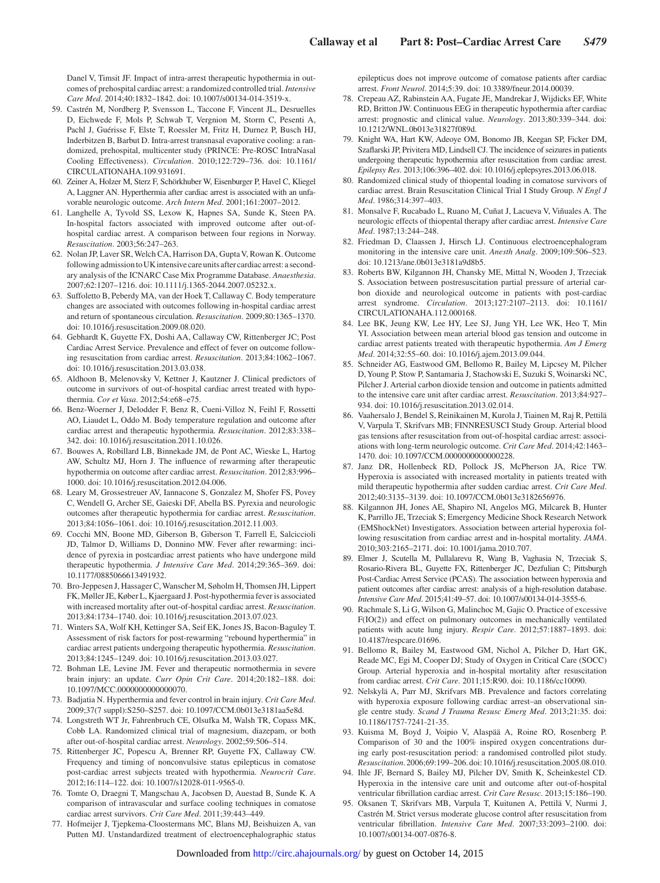Danel V, Timsit JF. Impact of intra-arrest therapeutic hypothermia in outcomes of prehospital cardiac arrest: a randomized controlled trial. *Intensive Care Med*. 2014;40:1832–1842. doi: 10.1007/s00134-014-3519-x.

59. Castrén M, Nordberg P, Svensson L, Taccone F, Vincent JL, Desruelles D, Eichwede F, Mols P, Schwab T, Vergnion M, Storm C, Pesenti A, Pachl J, Guérisse F, Elste T, Roessler M, Fritz H, Durnez P, Busch HJ, Inderbitzen B, Barbut D. Intra-arrest transnasal evaporative cooling: a randomized, prehospital, multicenter study (PRINCE: Pre-ROSC IntraNasal Cooling Effectiveness). *Circulation*. 2010;122:729–736. doi: 10.1161/CIRCULATIONAHA.109.931691.
60. Zeiner A, Holzer M, Sterz F, Schörkhuber W, Eisenburger P, Havel C, Kliegel A, Laggner AN. Hyperthermia after cardiac arrest is associated with an unfavorable neurologic outcome. *Arch Intern Med*. 2001;161:2007–2012.
61. Langhelle A, Tyvold SS, Lexow K, Hapnes SA, Sunde K, Steen PA. In-hospital factors associated with improved outcome after out-of-hospital cardiac arrest. A comparison between four regions in Norway. *Resuscitation*. 2003;56:247–263.
62. Nolan JP, Laver SR, Welch CA, Harrison DA, Gupta V, Rowan K. Outcome following admission to UK intensive care units after cardiac arrest: a secondary analysis of the ICNARC Case Mix Programme Database. *Anaesthesia*. 2007;62:1207–1216. doi: 10.1111/j.1365-2044.2007.05232.x.
63. Suffoletto B, Peberdy MA, van der Hoek T, Callaway C. Body temperature changes are associated with outcomes following in-hospital cardiac arrest and return of spontaneous circulation. *Resuscitation*. 2009;80:1365–1370. doi: 10.1016/j.resuscitation.2009.08.020.
64. Gebhardt K, Guyette FX, Doshi AA, Callaway CW, Rittenberger JC; Post Cardiac Arrest Service. Prevalence and effect of fever on outcome following resuscitation from cardiac arrest. *Resuscitation*. 2013;84:1062–1067. doi: 10.1016/j.resuscitation.2013.03.038.
65. Aldhoon B, Melenovsky V, Kettner J, Kautzner J. Clinical predictors of outcome in survivors of out-of-hospital cardiac arrest treated with hypothermia. *Cor et Vasa*. 2012;54:e68–e75.
66. Benz-Woerner J, Delodder F, Benz R, Cueni-Villoz N, Feihl F, Rossetti AO, Liaudet L, Oddo M. Body temperature regulation and outcome after cardiac arrest and therapeutic hypothermia. *Resuscitation*. 2012;83:338–342. doi: 10.1016/j.resuscitation.2011.10.026.
67. Bouwes A, Robillard LB, Binnekade JM, de Pont AC, Wieske L, Hartog AW, Schultz MJ, Horn J. The influence of rewarming after therapeutic hypothermia on outcome after cardiac arrest. *Resuscitation*. 2012;83:996–1000. doi: 10.1016/j.resuscitation.2012.04.006.
68. Leary M, Grossestreuer AV, Iannacone S, Gonzalez M, Shofer FS, Povey C, Wendell G, Archer SE, Gaieski DF, Abella BS. Pyrexia and neurologic outcomes after therapeutic hypothermia for cardiac arrest. *Resuscitation*. 2013;84:1056–1061. doi: 10.1016/j.resuscitation.2012.11.003.
69. Cocchi MN, Boone MD, Giberson B, Giberson T, Farrell E, Salciccioli JD, Talmor D, Williams D, Donnino MW. Fever after rewarming: incidence of pyrexia in postcardiac arrest patients who have undergone mild therapeutic hypothermia. *J Intensive Care Med*. 2014;29:365–369. doi: 10.1177/0885066613491932.
70. Bro-Jeppesen J, Hassager C, Wanscher M, Søholm H, Thomsen JH, Lippert FK, Møller JE, Køber L, Kjaergaard J. Post-hypothermia fever is associated with increased mortality after out-of-hospital cardiac arrest. *Resuscitation*. 2013;84:1734–1740. doi: 10.1016/j.resuscitation.2013.07.023.
71. Winters SA, Wolf KH, Kettinger SA, Seif EK, Jones JS, Bacon-Baguley T. Assessment of risk factors for post-rewarming "rebound hyperthermia" in cardiac arrest patients undergoing therapeutic hypothermia. *Resuscitation*. 2013;84:1245–1249. doi: 10.1016/j.resuscitation.2013.03.027.
72. Bohman LE, Levine JM. Fever and therapeutic normothermia in severe brain injury: an update. *Curr Opin Crit Care*. 2014;20:182–188. doi: 10.1097/MCC.0000000000000070.
73. Badjatia N. Hyperthermia and fever control in brain injury. *Crit Care Med*. 2009;37(7 suppl):S250–S257. doi: 10.1097/CCM.0b013e3181aa5e8d.
74. Longstreth WT Jr, Fahrenbruch CE, Olsufka M, Walsh TR, Copass MK, Cobb LA. Randomized clinical trial of magnesium, diazepam, or both after out-of-hospital cardiac arrest. *Neurology*. 2002;59:506–514.
75. Rittenberger JC, Popescu A, Brenner RP, Guyette FX, Callaway CW. Frequency and timing of nonconvulsive status epilepticus in comatose post-cardiac arrest subjects treated with hypothermia. *Neurocrit Care*. 2012;16:114–122. doi: 10.1007/s12028-011-9565-0.
76. Tomte O, Draegni T, Mangschau A, Jacobsen D, Auestad B, Sunde K. A comparison of intravascular and surface cooling techniques in comatose cardiac arrest survivors. *Crit Care Med*. 2011;39:443–449.
77. Hofmeijer J, Tjepkema-Cloostermans MC, Blans MJ, Beishuizen A, van Putten MJ. Unstandardized treatment of electroencephalographic status epilepticus does not improve outcome of comatose patients after cardiac arrest. *Front Neurol*. 2014;5:39. doi: 10.3389/fneur.2014.00039.
78. Crepeau AZ, Rabinstein AA, Fugate JE, Mandrekar J, Wijdicks EF, White RD, Britton JW. Continuous EEG in therapeutic hypothermia after cardiac arrest: prognostic and clinical value. *Neurology*. 2013;80:339–344. doi: 10.1212/WNL.0b013e31827f089d.
79. Knight WA, Hart KW, Adeoye OM, Bonomo JB, Keegan SP, Ficker DM, Szaflarski JP, Privitera MD, Lindsell CJ. The incidence of seizures in patients undergoing therapeutic hypothermia after resuscitation from cardiac arrest. *Epilepsy Res*. 2013;106:396–402. doi: 10.1016/j.eplepsyres.2013.06.018.
80. Randomized clinical study of thiopental loading in comatose survivors of cardiac arrest. Brain Resuscitation Clinical Trial I Study Group. *N Engl J Med*. 1986;314:397–403.
81. Monsalve F, Rucabado L, Ruano M, Cuñat J, Lacueva V, Viñuales A. The neurologic effects of thiopental therapy after cardiac arrest. *Intensive Care Med*. 1987;13:244–248.
82. Friedman D, Claassen J, Hirsch LJ. Continuous electroencephalogram monitoring in the intensive care unit. *Anesth Analg*. 2009;109:506–523. doi: 10.1213/ane.0b013e3181a9d8b5.
83. Roberts BW, Kilgannon JH, Chansky ME, Mittal N, Wooden J, Trzeciak S. Association between postresuscitation partial pressure of arterial carbon dioxide and neurological outcome in patients with post-cardiac arrest syndrome. *Circulation*. 2013;127:2107–2113. doi: 10.1161/CIRCULATIONAHA.112.000168.
84. Lee BK, Jeung KW, Lee HY, Lee SJ, Jung YH, Lee WK, Heo T, Min YI. Association between mean arterial blood gas tension and outcome in cardiac arrest patients treated with therapeutic hypothermia. *Am J Emerg Med*. 2014;32:55–60. doi: 10.1016/j.ajem.2013.09.044.
85. Schneider AG, Eastwood GM, Bellomo R, Bailey M, Lipcsey M, Pilcher D, Young P, Stow P, Santamaria J, Stachowski E, Suzuki S, Woinarski NC, Pilcher J. Arterial carbon dioxide tension and outcome in patients admitted to the intensive care unit after cardiac arrest. *Resuscitation*. 2013;84:927–934. doi: 10.1016/j.resuscitation.2013.02.014.
86. Vaahersalo J, Bendel S, Reinikainen M, Kurola J, Tiainen M, Raj R, Pettilä V, Varpula T, Skrifvars MB; FINNRESUSCI Study Group. Arterial blood gas tensions after resuscitation from out-of-hospital cardiac arrest: associations with long-term neurologic outcome. *Crit Care Med*. 2014;42:1463–1470. doi: 10.1097/CCM.0000000000000228.
87. Janz DR, Hollenbeck RD, Pollock JS, McPherson JA, Rice TW. Hyperoxia is associated with increased mortality in patients treated with mild therapeutic hypothermia after sudden cardiac arrest. *Crit Care Med*. 2012;40:3135–3139. doi: 10.1097/CCM.0b013e3182656976.
88. Kilgannon JH, Jones AE, Shapiro NI, Angelos MG, Milcarek B, Hunter K, Parrillo JE, Trzeciak S; Emergency Medicine Shock Research Network (EMShockNet) Investigators. Association between arterial hyperoxia following resuscitation from cardiac arrest and in-hospital mortality. *JAMA*. 2010;303:2165–2171. doi: 10.1001/jama.2010.707.
89. Elmer J, Scutella M, Pullalarevu R, Wang B, Vaghasia N, Trzeciak S, Rosario-Rivera BL, Guyette FX, Rittenberger JC, Dezfulian C; Pittsburgh Post-Cardiac Arrest Service (PCAS). The association between hyperoxia and patient outcomes after cardiac arrest: analysis of a high-resolution database. *Intensive Care Med*. 2015;41:49–57. doi: 10.1007/s00134-014-3555-6.
90. Rachmale S, Li G, Wilson G, Malinchoc M, Gajic O. Practice of excessive F(IO(2)) and effect on pulmonary outcomes in mechanically ventilated patients with acute lung injury. *Respir Care*. 2012;57:1887–1893. doi: 10.4187/respcare.01696.
91. Bellomo R, Bailey M, Eastwood GM, Nichol A, Pilcher D, Hart GK, Reade MC, Egi M, Cooper DJ; Study of Oxygen in Critical Care (SOCC) Group. Arterial hyperoxia and in-hospital mortality after resuscitation from cardiac arrest. *Crit Care*. 2011;15:R90. doi: 10.1186/cc10090.
92. Nelskylä A, Parr MJ, Skrifvars MB. Prevalence and factors correlating with hyperoxia exposure following cardiac arrest–an observational single centre study. *Scand J Trauma Resusc Emerg Med*. 2013;21:35. doi: 10.1186/1757-7241-21-35.
93. Kuisma M, Boyd J, Voipio V, Alaspää A, Roine RO, Rosenberg P. Comparison of 30 and the 100% inspired oxygen concentrations during early post-resuscitation period: a randomised controlled pilot study. *Resuscitation*. 2006;69:199–206. doi: 10.1016/j.resuscitation.2005.08.010.
94. Ihle JF, Bernard S, Bailey MJ, Pilcher DV, Smith K, Scheinkestel CD. Hyperoxia in the intensive care unit and outcome after out-of-hospital ventricular fibrillation cardiac arrest. *Crit Care Resusc*. 2013;15:186–190.
95. Oksanen T, Skrifvars MB, Varpula T, Kuitunen A, Pettilä V, Nurmi J, Castrén M. Strict versus moderate glucose control after resuscitation from ventricular fibrillation. *Intensive Care Med*. 2007;33:2093–2100. doi: 10.1007/s00134-007-0876-8.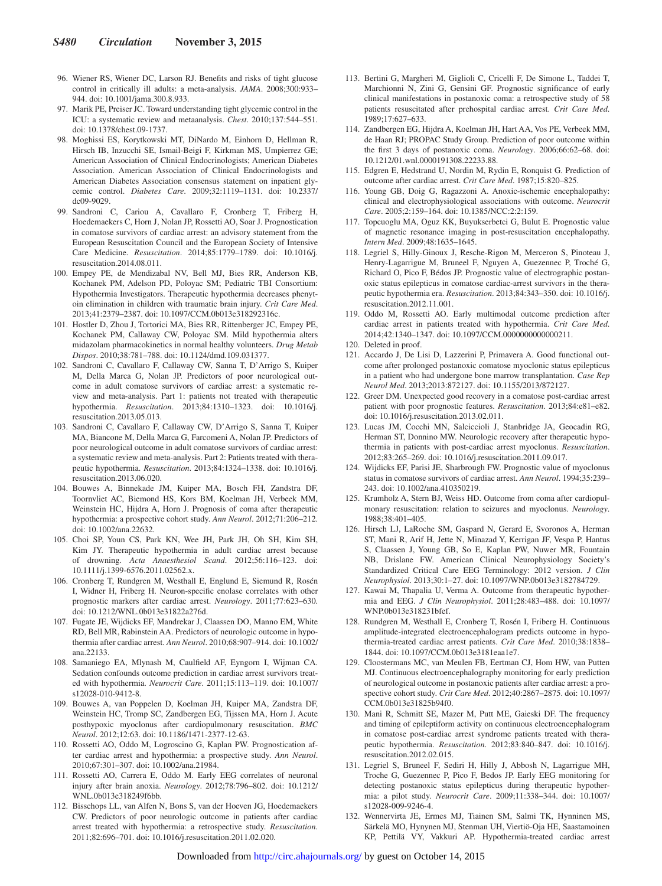96. Wiener RS, Wiener DC, Larson RJ. Benefits and risks of tight glucose control in critically ill adults: a meta-analysis. *JAMA*. 2008;300:933–944. doi: 10.1001/jama.300.8.933.
97. Marik PE, Preiser JC. Toward understanding tight glycemic control in the ICU: a systematic review and metaanalysis. *Chest*. 2010;137:544–551. doi: 10.1378/chest.09-1737.
98. Moghissi ES, Korytkowski MT, DiNardo M, Einhorn D, Hellman R, Hirsch IB, Inzucchi SE, Ismail-Beigi F, Kirkman MS, Umpierrez GE; American Association of Clinical Endocrinologists; American Diabetes Association. American Association of Clinical Endocrinologists and American Diabetes Association consensus statement on inpatient glycemic control. *Diabetes Care*. 2009;32:1119–1131. doi: 10.2337/dc09-9029.
99. Sandroni C, Cariou A, Cavallaro F, Cronberg T, Friberg H, Hoedemaekers C, Horn J, Nolan JP, Rossetti AO, Soar J. Prognostication in comatose survivors of cardiac arrest: an advisory statement from the European Resuscitation Council and the European Society of Intensive Care Medicine. *Resuscitation*. 2014;85:1779–1789. doi: 10.1016/j.resuscitation.2014.08.011.
100. Empey PE, de Mendizabal NV, Bell MJ, Bies RR, Anderson KB, Kochanek PM, Adelson PD, Poloyac SM; Pediatric TBI Consortium: Hypothermia Investigators. Therapeutic hypothermia decreases phenytoin elimination in children with traumatic brain injury. *Crit Care Med*. 2013;41:2379–2387. doi: 10.1097/CCM.0b013e318292316c.
101. Hostler D, Zhou J, Tortorici MA, Bies RR, Rittenberger JC, Empey PE, Kochanek PM, Callaway CW, Poloyac SM. Mild hypothermia alters midazolam pharmacokinetics in normal healthy volunteers. *Drug Metab Dispos*. 2010;38:781–788. doi: 10.1124/dmd.109.031377.
102. Sandroni C, Cavallaro F, Callaway CW, Sanna T, D'Arrigo S, Kuiper M, Della Marca G, Nolan JP. Predictors of poor neurological outcome in adult comatose survivors of cardiac arrest: a systematic review and meta-analysis. Part 1: patients not treated with therapeutic hypothermia. *Resuscitation*. 2013;84:1310–1323. doi: 10.1016/j.resuscitation.2013.05.013.
103. Sandroni C, Cavallaro F, Callaway CW, D'Arrigo S, Sanna T, Kuiper MA, Biancone M, Della Marca G, Farcomeni A, Nolan JP. Predictors of poor neurological outcome in adult comatose survivors of cardiac arrest: a systematic review and meta-analysis. Part 2: Patients treated with therapeutic hypothermia. *Resuscitation*. 2013;84:1324–1338. doi: 10.1016/j.resuscitation.2013.06.020.
104. Bouwes A, Binnekade JM, Kuiper MA, Bosch FH, Zandstra DF, Toornvliet AC, Biemond HS, Kors BM, Koelman JH, Verbeek MM, Weinstein HC, Hijdra A, Horn J. Prognosis of coma after therapeutic hypothermia: a prospective cohort study. *Ann Neurol*. 2012;71:206–212. doi: 10.1002/ana.22632.
105. Choi SP, Youn CS, Park KN, Wee JH, Park JH, Oh SH, Kim SH, Kim JY. Therapeutic hypothermia in adult cardiac arrest because of drowning. *Acta Anaesthesiol Scand*. 2012;56:116–123. doi: 10.1111/j.1399-6576.2011.02562.x.
106. Cronberg T, Rundgren M, Westhall E, Englund E, Siemund R, Rosén I, Widner H, Friberg H. Neuron-specific enolase correlates with other prognostic markers after cardiac arrest. *Neurology*. 2011;77:623–630. doi: 10.1212/WNL.0b013e31822a276d.
107. Fugate JE, Wijdicks EF, Mandrekar J, Claassen DO, Manno EM, White RD, Bell MR, Rabinstein AA. Predictors of neurologic outcome in hypothermia after cardiac arrest. *Ann Neurol*. 2010;68:907–914. doi: 10.1002/ana.22133.
108. Samaniego EA, Mlynash M, Caulfield AF, Eyngorn I, Wijman CA. Sedation confounds outcome prediction in cardiac arrest survivors treated with hypothermia. *Neurocrit Care*. 2011;15:113–119. doi: 10.1007/s12028-010-9412-8.
109. Bouwes A, van Poppelen D, Koelman JH, Kuiper MA, Zandstra DF, Weinstein HC, Tromp SC, Zandbergen EG, Tijssen MA, Horn J. Acute posthypoxic myoclonus after cardiopulmonary resuscitation. *BMC Neurol*. 2012;12:63. doi: 10.1186/1471-2377-12-63.
110. Rossetti AO, Oddo M, Logroscino G, Kaplan PW. Prognostication after cardiac arrest and hypothermia: a prospective study. *Ann Neurol*. 2010;67:301–307. doi: 10.1002/ana.21984.
111. Rossetti AO, Carrera E, Oddo M. Early EEG correlates of neuronal injury after brain anoxia. *Neurology*. 2012;78:796–802. doi: 10.1212/WNL.0b013e318249f6bb.
112. Bisschops LL, van Alfen N, Bons S, van der Hoeven JG, Hoedemaekers CW. Predictors of poor neurologic outcome in patients after cardiac arrest treated with hypothermia: a retrospective study. *Resuscitation*. 2011;82:696–701. doi: 10.1016/j.resuscitation.2011.02.020.
113. Bertini G, Margheri M, Giglioli C, Cricelli F, De Simone L, Taddei T, Marchionni N, Zini G, Gensini GF. Prognostic significance of early clinical manifestations in postanoxic coma: a retrospective study of 58 patients resuscitated after prehospital cardiac arrest. *Crit Care Med*. 1989;17:627–633.
114. Zandbergen EG, Hijdra A, Koelman JH, Hart AA, Vos PE, Verbeek MM, de Haan RJ; PROPAC Study Group. Prediction of poor outcome within the first 3 days of postanoxic coma. *Neurology*. 2006;66:62–68. doi: 10.1212/01.wnl.0000191308.22233.88.
115. Edgren E, Hedstrand U, Nordin M, Rydin E, Ronquist G. Prediction of outcome after cardiac arrest. *Crit Care Med*. 1987;15:820–825.
116. Young GB, Doig G, Ragazzoni A. Anoxic-ischemic encephalopathy: clinical and electrophysiological associations with outcome. *Neurocrit Care*. 2005;2:159–164. doi: 10.1385/NCC:2:2:159.
117. Topcuoglu MA, Oguz KK, Buyukserbetci G, Bulut E. Prognostic value of magnetic resonance imaging in post-resuscitation encephalopathy. *Intern Med*. 2009;48:1635–1645.
118. Legriel S, Hilly-Ginoux J, Resche-Rigon M, Merceron S, Pinoteau J, Henry-Lagarrigue M, Bruneel F, Nguyen A, Guezennec P, Troché G, Richard O, Pico F, Bédos JP. Prognostic value of electrographic postanoxic status epilepticus in comatose cardiac-arrest survivors in the therapeutic hypothermia era. *Resuscitation*. 2013;84:343–350. doi: 10.1016/j.resuscitation.2012.11.001.
119. Oddo M, Rossetti AO. Early multimodal outcome prediction after cardiac arrest in patients treated with hypothermia. *Crit Care Med*. 2014;42:1340–1347. doi: 10.1097/CCM.0000000000000211.
120. Deleted in proof.
121. Accardo J, De Lisi D, Lazzerini P, Primavera A. Good functional outcome after prolonged postanoxic comatose myoclonic status epilepticus in a patient who had undergone bone marrow transplantation. *Case Rep Neurol Med*. 2013;2013:872127. doi: 10.1155/2013/872127.
122. Greer DM. Unexpected good recovery in a comatose post-cardiac arrest patient with poor prognostic features. *Resuscitation*. 2013;84:e81–e82. doi: 10.1016/j.resuscitation.2013.02.011.
123. Lucas JM, Cocchi MN, Salciccioli J, Stanbridge JA, Geocadin RG, Herman ST, Donnino MW. Neurologic recovery after therapeutic hypothermia in patients with post-cardiac arrest myoclonus. *Resuscitation*. 2012;83:265–269. doi: 10.1016/j.resuscitation.2011.09.017.
124. Wijdicks EF, Parisi JE, Sharbrough FW. Prognostic value of myoclonus status in comatose survivors of cardiac arrest. *Ann Neurol*. 1994;35:239–243. doi: 10.1002/ana.410350219.
125. Krumholz A, Stern BJ, Weiss HD. Outcome from coma after cardiopulmonary resuscitation: relation to seizures and myoclonus. *Neurology*. 1988;38:401–405.
126. Hirsch LJ, LaRoche SM, Gaspard N, Gerard E, Svoronos A, Herman ST, Mani R, Arif H, Jette N, Minazad Y, Kerrigan JF, Vespa P, Hantus S, Claassen J, Young GB, So E, Kaplan PW, Nuwer MR, Fountain NB, Drislane FW. American Clinical Neurophysiology Society's Standardized Critical Care EEG Terminology: 2012 version. *J Clin Neurophysiol*. 2013;30:1–27. doi: 10.1097/WNP.0b013e3182784729.
127. Kawai M, Thapalia U, Verma A. Outcome from therapeutic hypothermia and EEG. *J Clin Neurophysiol*. 2011;28:483–488. doi: 10.1097/WNP.0b013e318231bfef.
128. Rundgren M, Westhall E, Cronberg T, Rosén I, Friberg H. Continuous amplitude-integrated electroencephalogram predicts outcome in hypothermia-treated cardiac arrest patients. *Crit Care Med*. 2010;38:1838–1844. doi: 10.1097/CCM.0b013e3181eaa1e7.
129. Cloostermans MC, van Meulen FB, Eertman CJ, Hom HW, van Putten MJ. Continuous electroencephalography monitoring for early prediction of neurological outcome in postanoxic patients after cardiac arrest: a prospective cohort study. *Crit Care Med*. 2012;40:2867–2875. doi: 10.1097/CCM.0b013e31825b94f0.
130. Mani R, Schmitt SE, Mazer M, Putt ME, Gaieski DF. The frequency and timing of epileptiform activity on continuous electroencephalogram in comatose post-cardiac arrest syndrome patients treated with therapeutic hypothermia. *Resuscitation*. 2012;83:840–847. doi: 10.1016/j.resuscitation.2012.02.015.
131. Legriel S, Bruneel F, Sediri H, Hilly J, Abbosh N, Lagarrigue MH, Troche G, Guezennec P, Pico F, Bedos JP. Early EEG monitoring for detecting postanoxic status epilepticus during therapeutic hypothermia: a pilot study. *Neurocrit Care*. 2009;11:338–344. doi: 10.1007/s12028-009-9246-4.
132. Wennervirta JE, Ermes MJ, Tiainen SM, Salmi TK, Hynninen MS, Särkelä MO, Hynynen MJ, Stenman UH, Viertiö-Oja HE, Saastamoinen KP, Pettilä VY, Vakkuri AP. Hypothermia-treated cardiac arrest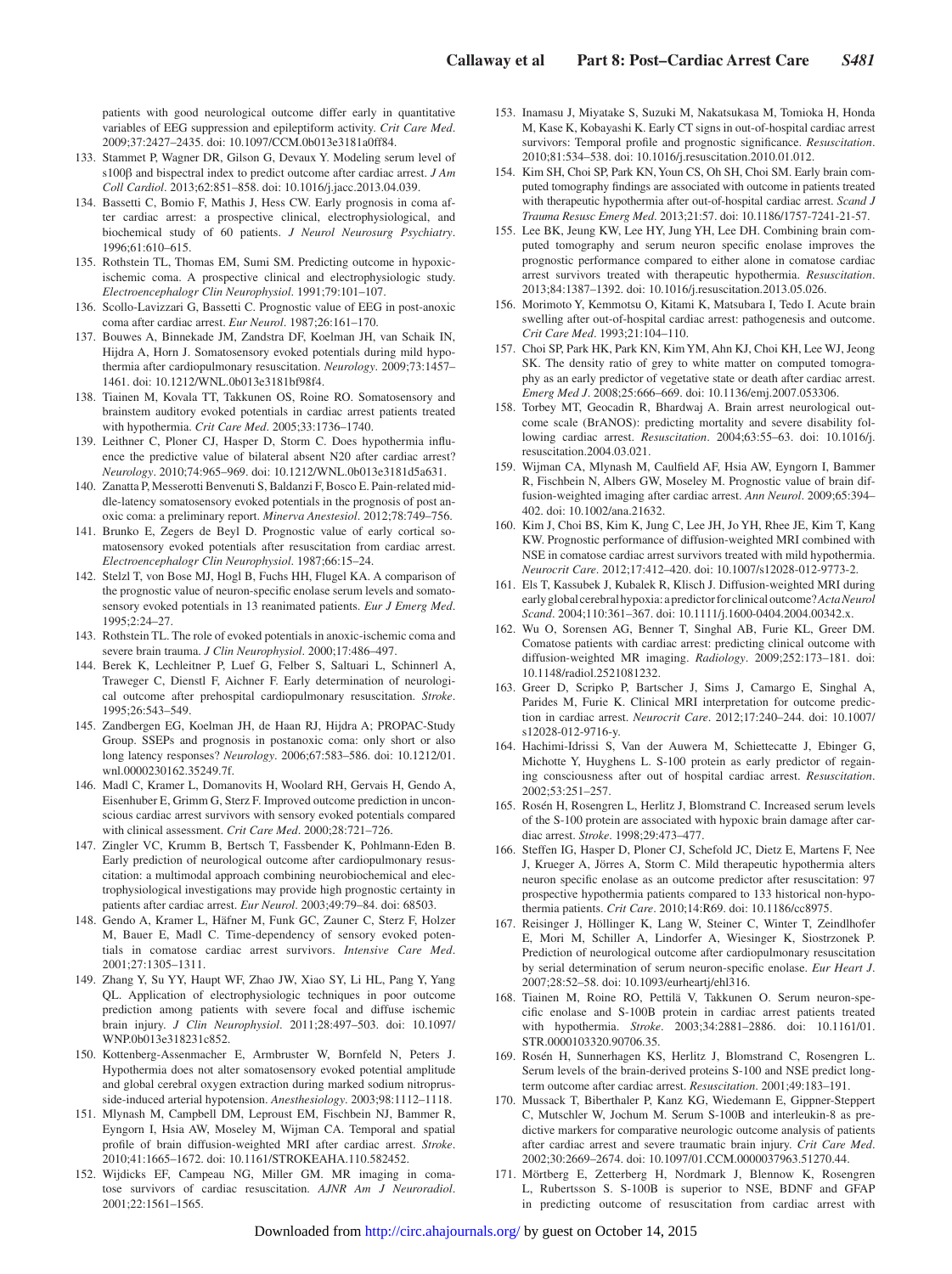patients with good neurological outcome differ early in quantitative variables of EEG suppression and epileptiform activity. *Crit Care Med*. 2009;37:2427–2435. doi: 10.1097/CCM.0b013e3181a0ff84.

133. Stammet P, Wagner DR, Gilson G, Devaux Y. Modeling serum level of s100β and bispectral index to predict outcome after cardiac arrest. *J Am Coll Cardiol*. 2013;62:851–858. doi: 10.1016/j.jacc.2013.04.039.
134. Bassetti C, Bomio F, Mathis J, Hess CW. Early prognosis in coma after cardiac arrest: a prospective clinical, electrophysiological, and biochemical study of 60 patients. *J Neurol Neurosurg Psychiatry*. 1996;61:610–615.
135. Rothstein TL, Thomas EM, Sumi SM. Predicting outcome in hypoxic-ischemic coma. A prospective clinical and electrophysiologic study. *Electroencephalogr Clin Neurophysiol*. 1991;79:101–107.
136. Scollo-Lavizzari G, Bassetti C. Prognostic value of EEG in post-anoxic coma after cardiac arrest. *Eur Neurol*. 1987;26:161–170.
137. Bouwes A, Binnekade JM, Zandstra DF, Koelman JH, van Schaik IN, Hijdra A, Horn J. Somatosensory evoked potentials during mild hypothermia after cardiopulmonary resuscitation. *Neurology*. 2009;73:1457–1461. doi: 10.1212/WNL.0b013e3181bf98f4.
138. Tiainen M, Kovala TT, Takkunen OS, Roine RO. Somatosensory and brainstem auditory evoked potentials in cardiac arrest patients treated with hypothermia. *Crit Care Med*. 2005;33:1736–1740.
139. Leithner C, Ploner CJ, Hasper D, Storm C. Does hypothermia influence the predictive value of bilateral absent N20 after cardiac arrest? *Neurology*. 2010;74:965–969. doi: 10.1212/WNL.0b013e3181d5a631.
140. Zanatta P, Messerotti Benvenuti S, Baldanzi F, Bosco E. Pain-related middle-latency somatosensory evoked potentials in the prognosis of post anoxic coma: a preliminary report. *Minerva Anestesiol*. 2012;78:749–756.
141. Brunko E, Zegers de Beyl D. Prognostic value of early cortical somatosensory evoked potentials after resuscitation from cardiac arrest. *Electroencephalogr Clin Neurophysiol*. 1987;66:15–24.
142. Stelzl T, von Bose MJ, Hogl B, Fuchs HH, Flugel KA. A comparison of the prognostic value of neuron-specific enolase serum levels and somatosensory evoked potentials in 13 reanimated patients. *Eur J Emerg Med*. 1995;2:24–27.
143. Rothstein TL. The role of evoked potentials in anoxic-ischemic coma and severe brain trauma. *J Clin Neurophysiol*. 2000;17:486–497.
144. Berek K, Lechleitner P, Luef G, Felber S, Saltuari L, Schinnerl A, Traweger C, Dienstl F, Aichner F. Early determination of neurological outcome after prehospital cardiopulmonary resuscitation. *Stroke*. 1995;26:543–549.
145. Zandbergen EG, Koelman JH, de Haan RJ, Hijdra A; PROPAC-Study Group. SSEPs and prognosis in postanoxic coma: only short or also long latency responses? *Neurology*. 2006;67:583–586. doi: 10.1212/01.wnl.0000230162.35249.7f.
146. Madl C, Kramer L, Domanovits H, Woolard RH, Gervais H, Gendo A, Eisenhuber E, Grimm G, Sterz F. Improved outcome prediction in unconscious cardiac arrest survivors with sensory evoked potentials compared with clinical assessment. *Crit Care Med*. 2000;28:721–726.
147. Zingler VC, Krumm B, Bertsch T, Fassbender K, Pohlmann-Eden B. Early prediction of neurological outcome after cardiopulmonary resuscitation: a multimodal approach combining neurobiochemical and electrophysiological investigations may provide high prognostic certainty in patients after cardiac arrest. *Eur Neurol*. 2003;49:79–84. doi: 68503.
148. Gendo A, Kramer L, Häfner M, Funk GC, Zauner C, Sterz F, Holzer M, Bauer E, Madl C. Time-dependency of sensory evoked potentials in comatose cardiac arrest survivors. *Intensive Care Med*. 2001;27:1305–1311.
149. Zhang Y, Su YY, Haupt WF, Zhao JW, Xiao SY, Li HL, Pang Y, Yang QL. Application of electrophysiologic techniques in poor outcome prediction among patients with severe focal and diffuse ischemic brain injury. *J Clin Neurophysiol*. 2011;28:497–503. doi: 10.1097/WNP.0b013e318231c852.
150. Kottenberg-Assenmacher E, Armbruster W, Bornfeld N, Peters J. Hypothermia does not alter somatosensory evoked potential amplitude and global cerebral oxygen extraction during marked sodium nitroprusside-induced arterial hypotension. *Anesthesiology*. 2003;98:1112–1118.
151. Mlynash M, Campbell DM, Leproust EM, Fischbein NJ, Bammer R, Eyngorn I, Hsia AW, Moseley M, Wijman CA. Temporal and spatial profile of brain diffusion-weighted MRI after cardiac arrest. *Stroke*. 2010;41:1665–1672. doi: 10.1161/STROKEAHA.110.582452.
152. Wijdicks EF, Campeau NG, Miller GM. MR imaging in comatose survivors of cardiac resuscitation. *AJNR Am J Neuroradiol*. 2001;22:1561–1565.
153. Inamasu J, Miyatake S, Suzuki M, Nakatsukasa M, Tomioka H, Honda M, Kase K, Kobayashi K. Early CT signs in out-of-hospital cardiac arrest survivors: Temporal profile and prognostic significance. *Resuscitation*. 2010;81:534–538. doi: 10.1016/j.resuscitation.2010.01.012.
154. Kim SH, Choi SP, Park KN, Youn CS, Oh SH, Choi SM. Early brain computed tomography findings are associated with outcome in patients treated with therapeutic hypothermia after out-of-hospital cardiac arrest. *Scand J Trauma Resusc Emerg Med*. 2013;21:57. doi: 10.1186/1757-7241-21-57.
155. Lee BK, Jeung KW, Lee HY, Jung YH, Lee DH. Combining brain computed tomography and serum neuron specific enolase improves the prognostic performance compared to either alone in comatose cardiac arrest survivors treated with therapeutic hypothermia. *Resuscitation*. 2013;84:1387–1392. doi: 10.1016/j.resuscitation.2013.05.026.
156. Morimoto Y, Kemmotsu O, Kitami K, Matsubara I, Tedo I. Acute brain swelling after out-of-hospital cardiac arrest: pathogenesis and outcome. *Crit Care Med*. 1993;21:104–110.
157. Choi SP, Park HK, Park KN, Kim YM, Ahn KJ, Choi KH, Lee WJ, Jeong SK. The density ratio of grey to white matter on computed tomography as an early predictor of vegetative state or death after cardiac arrest. *Emerg Med J*. 2008;25:666–669. doi: 10.1136/emj.2007.053306.
158. Torbey MT, Geocadin R, Bhardwaj A. Brain arrest neurological outcome scale (BrANOS): predicting mortality and severe disability following cardiac arrest. *Resuscitation*. 2004;63:55–63. doi: 10.1016/j.resuscitation.2004.03.021.
159. Wijman CA, Mlynash M, Caulfield AF, Hsia AW, Eyngorn I, Bammer R, Fischbein N, Albers GW, Moseley M. Prognostic value of brain diffusion-weighted imaging after cardiac arrest. *Ann Neurol*. 2009;65:394–402. doi: 10.1002/ana.21632.
160. Kim J, Choi BS, Kim K, Jung C, Lee JH, Jo YH, Rhee JE, Kim T, Kang KW. Prognostic performance of diffusion-weighted MRI combined with NSE in comatose cardiac arrest survivors treated with mild hypothermia. *Neurocrit Care*. 2012;17:412–420. doi: 10.1007/s12028-012-9773-2.
161. Els T, Kassubek J, Kubalek R, Klisch J. Diffusion-weighted MRI during early global cerebral hypoxia: a predictor for clinical outcome? *Acta Neurol Scand*. 2004;110:361–367. doi: 10.1111/j.1600-0404.2004.00342.x.
162. Wu O, Sorensen AG, Benner T, Singhal AB, Furie KL, Greer DM. Comatose patients with cardiac arrest: predicting clinical outcome with diffusion-weighted MR imaging. *Radiology*. 2009;252:173–181. doi: 10.1148/radiol.2521081232.
163. Greer D, Scripko P, Bartscher J, Sims J, Camargo E, Singhal A, Parides M, Furie K. Clinical MRI interpretation for outcome prediction in cardiac arrest. *Neurocrit Care*. 2012;17:240–244. doi: 10.1007/s12028-012-9716-y.
164. Hachimi-Idrissi S, Van der Auwera M, Schiettecatte J, Ebinger G, Michotte Y, Huyghens L. S-100 protein as early predictor of regaining consciousness after out of hospital cardiac arrest. *Resuscitation*. 2002;53:251–257.
165. Rosén H, Rosengren L, Herlitz J, Blomstrand C. Increased serum levels of the S-100 protein are associated with hypoxic brain damage after cardiac arrest. *Stroke*. 1998;29:473–477.
166. Steffen IG, Hasper D, Ploner CJ, Schefold JC, Dietz E, Martens F, Nee J, Krueger A, Jörres A, Storm C. Mild therapeutic hypothermia alters neuron specific enolase as an outcome predictor after resuscitation: 97 prospective hypothermia patients compared to 133 historical non-hypothermia patients. *Crit Care*. 2010;14:R69. doi: 10.1186/cc8975.
167. Reisinger J, Höllinger K, Lang W, Steiner C, Winter T, Zeindlhofer E, Mori M, Schiller A, Lindorfer A, Wiesinger K, Siostrzonek P. Prediction of neurological outcome after cardiopulmonary resuscitation by serial determination of serum neuron-specific enolase. *Eur Heart J*. 2007;28:52–58. doi: 10.1093/eurheartj/ehl316.
168. Tiainen M, Roine RO, Pettilä V, Takkunen O. Serum neuron-specific enolase and S-100B protein in cardiac arrest patients treated with hypothermia. *Stroke*. 2003;34:2881–2886. doi: 10.1161/01.STR.0000103320.90706.35.
169. Rosén H, Sunnerhagen KS, Herlitz J, Blomstrand C, Rosengren L. Serum levels of the brain-derived proteins S-100 and NSE predict long-term outcome after cardiac arrest. *Resuscitation*. 2001;49:183–191.
170. Mussack T, Biberthaler P, Kanz KG, Wiedemann E, Gippner-Steppert C, Mutschler W, Jochum M. Serum S-100B and interleukin-8 as predictive markers for comparative neurologic outcome analysis of patients after cardiac arrest and severe traumatic brain injury. *Crit Care Med*. 2002;30:2669–2674. doi: 10.1097/01.CCM.0000037963.51270.44.
171. Mörtberg E, Zetterberg H, Nordmark J, Blennow K, Rosengren L, Rubertsson S. S-100B is superior to NSE, BDNF and GFAP in predicting outcome of resuscitation from cardiac arrest with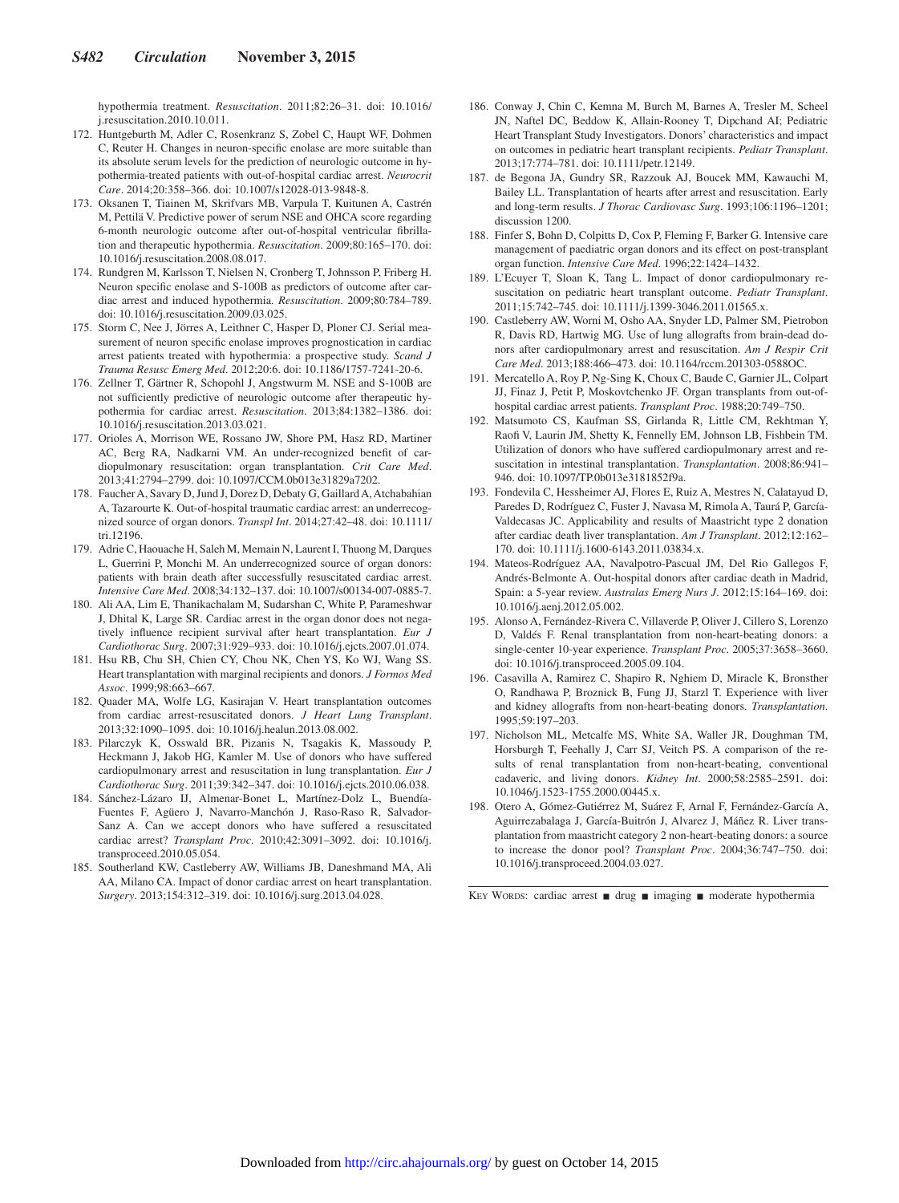hypothermia treatment. *Resuscitation*. 2011;82:26–31. doi: 10.1016/j.resuscitation.2010.10.011.

172. Huntgeburth M, Adler C, Rosenkranz S, Zobel C, Haupt WF, Dohmen C, Reuter H. Changes in neuron-specific enolase are more suitable than its absolute serum levels for the prediction of neurologic outcome in hypothermia-treated patients with out-of-hospital cardiac arrest. *Neurocrit Care*. 2014;20:358–366. doi: 10.1007/s12028-013-9848-8.
173. Oksanen T, Tiainen M, Skrifvars MB, Varpula T, Kuitunen A, Castrén M, Pettilä V. Predictive power of serum NSE and OHCA score regarding 6-month neurologic outcome after out-of-hospital ventricular fibrillation and therapeutic hypothermia. *Resuscitation*. 2009;80:165–170. doi: 10.1016/j.resuscitation.2008.08.017.
174. Rundgren M, Karlsson T, Nielsen N, Cronberg T, Johnsson P, Friberg H. Neuron specific enolase and S-100B as predictors of outcome after cardiac arrest and induced hypothermia. *Resuscitation*. 2009;80:784–789. doi: 10.1016/j.resuscitation.2009.03.025.
175. Storm C, Nee J, Jörres A, Leithner C, Hasper D, Ploner CJ. Serial measurement of neuron specific enolase improves prognostication in cardiac arrest patients treated with hypothermia: a prospective study. *Scand J Trauma Resusc Emerg Med*. 2012;20:6. doi: 10.1186/1757-7241-20-6.
176. Zellner T, Gärtner R, Schopohl J, Angstwurm M. NSE and S-100B are not sufficiently predictive of neurologic outcome after therapeutic hypothermia for cardiac arrest. *Resuscitation*. 2013;84:1382–1386. doi: 10.1016/j.resuscitation.2013.03.021.
177. Orioles A, Morrison WE, Rossano JW, Shore PM, Hasz RD, Martiner AC, Berg RA, Nadkarni VM. An under-recognized benefit of cardiopulmonary resuscitation: organ transplantation. *Crit Care Med*. 2013;41:2794–2799. doi: 10.1097/CCM.0b013e31829a7202.
178. Faucher A, Savary D, Jund J, Dorez D, Debaty G, Gaillard A, Atchabahian A, Tazarourte K. Out-of-hospital traumatic cardiac arrest: an underrecognized source of organ donors. *Transpl Int*. 2014;27:42–48. doi: 10.1111/tri.12196.
179. Adrie C, Haouache H, Saleh M, Memain N, Laurent I, Thuong M, Darques L, Guerrini P, Monchi M. An underrecognized source of organ donors: patients with brain death after successfully resuscitated cardiac arrest. *Intensive Care Med*. 2008;34:132–137. doi: 10.1007/s00134-007-0885-7.
180. Ali AA, Lim E, Thanikachalam M, Sudarshan C, White P, Parameshwar J, Dhital K, Large SR. Cardiac arrest in the organ donor does not negatively influence recipient survival after heart transplantation. *Eur J Cardiothorac Surg*. 2007;31:929–933. doi: 10.1016/j.ejcts.2007.01.074.
181. Hsu RB, Chu SH, Chien CY, Chou NK, Chen YS, Ko WJ, Wang SS. Heart transplantation with marginal recipients and donors. *J Formos Med Assoc*. 1999;98:663–667.
182. Quader MA, Wolfe LG, Kasirajan V. Heart transplantation outcomes from cardiac arrest-resuscitated donors. *J Heart Lung Transplant*. 2013;32:1090–1095. doi: 10.1016/j.healun.2013.08.002.
183. Pilarczyk K, Osswald BR, Pizanis N, Tsagakis K, Massoudy P, Heckmann J, Jakob HG, Kamler M. Use of donors who have suffered cardiopulmonary arrest and resuscitation in lung transplantation. *Eur J Cardiothorac Surg*. 2011;39:342–347. doi: 10.1016/j.ejcts.2010.06.038.
184. Sánchez-Lázaro IJ, Almenar-Bonet L, Martínez-Dolz L, Buendía-Fuentes F, Agüero J, Navarro-Manchón J, Raso-Raso R, Salvador-Sanz A. Can we accept donors who have suffered a resuscitated cardiac arrest? *Transplant Proc*. 2010;42:3091–3092. doi: 10.1016/j.transproceed.2010.05.054.
185. Southerland KW, Castleberry AW, Williams JB, Daneshmand MA, Ali AA, Milano CA. Impact of donor cardiac arrest on heart transplantation. *Surgery*. 2013;154:312–319. doi: 10.1016/j.surg.2013.04.028.
186. Conway J, Chin C, Kemna M, Burch M, Barnes A, Tresler M, Scheel JN, Naftel DC, Beddow K, Allain-Rooney T, Dipchand AI; Pediatric Heart Transplant Study Investigators. Donors' characteristics and impact on outcomes in pediatric heart transplant recipients. *Pediatr Transplant*. 2013;17:774–781. doi: 10.1111/petr.12149.
187. de Begona JA, Gundry SR, Razzouk AJ, Boucek MM, Kawauchi M, Bailey LL. Transplantation of hearts after arrest and resuscitation. Early and long-term results. *J Thorac Cardiovasc Surg*. 1993;106:1196–1201; discussion 1200.
188. Finfer S, Bohn D, Colpitts D, Cox P, Fleming F, Barker G. Intensive care management of paediatric organ donors and its effect on post-transplant organ function. *Intensive Care Med*. 1996;22:1424–1432.
189. L'Ecuyer T, Sloan K, Tang L. Impact of donor cardiopulmonary resuscitation on pediatric heart transplant outcome. *Pediatr Transplant*. 2011;15:742–745. doi: 10.1111/j.1399-3046.2011.01565.x.
190. Castleberry AW, Worni M, Osho AA, Snyder LD, Palmer SM, Pietrobon R, Davis RD, Hartwig MG. Use of lung allografts from brain-dead donors after cardiopulmonary arrest and resuscitation. *Am J Respir Crit Care Med*. 2013;188:466–473. doi: 10.1164/rccm.201303-0588OC.
191. Mercatello A, Roy P, Ng-Sing K, Choux C, Baude C, Garnier JL, Colpart JJ, Finaz J, Petit P, Moskovtchenko JF. Organ transplants from out-of-hospital cardiac arrest patients. *Transplant Proc*. 1988;20:749–750.
192. Matsumoto CS, Kaufman SS, Girlanda R, Little CM, Rekhtman Y, Raofi V, Laurin JM, Shetty K, Fennelly EM, Johnson LB, Fishbein TM. Utilization of donors who have suffered cardiopulmonary arrest and resuscitation in intestinal transplantation. *Transplantation*. 2008;86:941–946. doi: 10.1097/TP.0b013e3181852f9a.
193. Fondevila C, Hessheimer AJ, Flores E, Ruiz A, Mestres N, Calatayud D, Paredes D, Rodríguez C, Fuster J, Navasa M, Rimola A, Taurá P, García-Valdecasas JC. Applicability and results of Maastricht type 2 donation after cardiac death liver transplantation. *Am J Transplant*. 2012;12:162–170. doi: 10.1111/j.1600-6143.2011.03834.x.
194. Mateos-Rodríguez AA, Navalpotro-Pascual JM, Del Rio Gallegos F, Andrés-Belmonte A. Out-hospital donors after cardiac death in Madrid, Spain: a 5-year review. *Australas Emerg Nurs J*. 2012;15:164–169. doi: 10.1016/j.aenj.2012.05.002.
195. Alonso A, Fernández-Rivera C, Villaverde P, Oliver J, Cillero S, Lorenzo D, Valdés F. Renal transplantation from non-heart-beating donors: a single-center 10-year experience. *Transplant Proc*. 2005;37:3658–3660. doi: 10.1016/j.transproceed.2005.09.104.
196. Casavilla A, Ramirez C, Shapiro R, Nghiem D, Miracle K, Bronsther O, Randhawa P, Broznick B, Fung JJ, Starzl T. Experience with liver and kidney allografts from non-heart-beating donors. *Transplantation*. 1995;59:197–203.
197. Nicholson ML, Metcalfe MS, White SA, Waller JR, Doughman TM, Horsburgh T, Feehally J, Carr SJ, Veitch PS. A comparison of the results of renal transplantation from non-heart-beating, conventional cadaveric, and living donors. *Kidney Int*. 2000;58:2585–2591. doi: 10.1046/j.1523-1755.2000.00445.x.
198. Otero A, Gómez-Gutiérrez M, Suárez F, Arnal F, Fernández-García A, Aguirrezabalaga J, García-Buitrón J, Alvarez J, Máñez R. Liver transplantation from maastricht category 2 non-heart-beating donors: a source to increase the donor pool? *Transplant Proc*. 2004;36:747–750. doi: 10.1016/j.transproceed.2004.03.027.

Key Words: cardiac arrest ■ drug ■ imaging ■ moderate hypothermia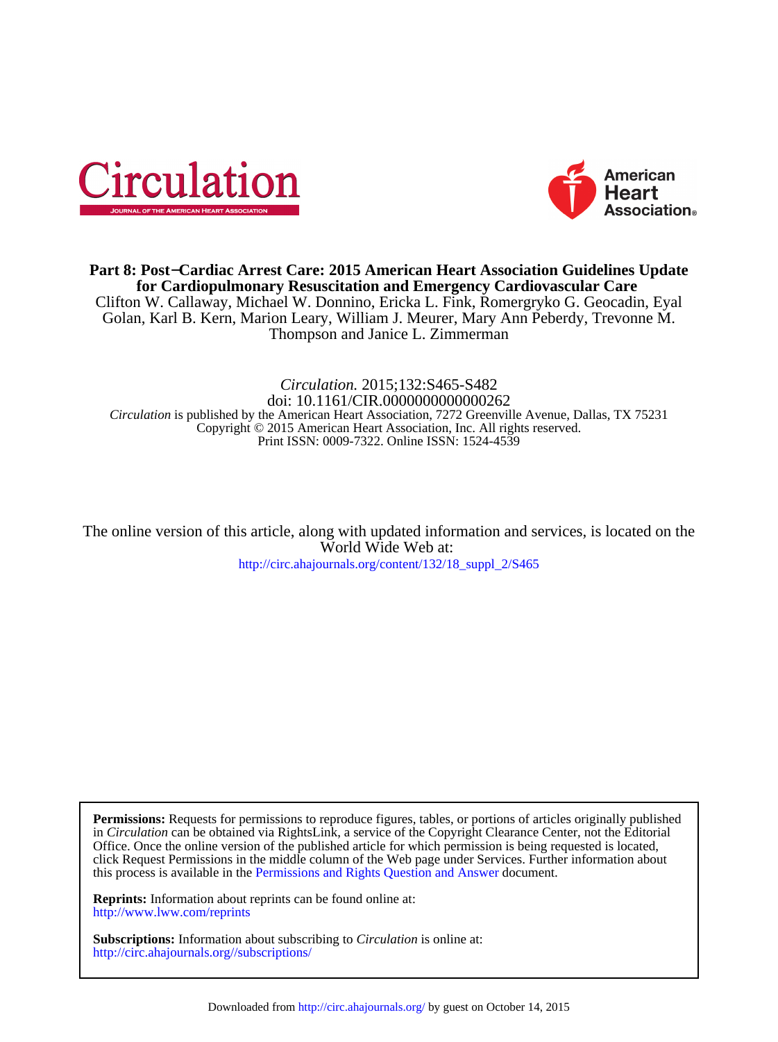# Part 8: Post−Cardiac Arrest Care: 2015 American Heart Association Guidelines Update for Cardiopulmonary Resuscitation and Emergency Cardiovascular Care

Clifton W. Callaway, Michael W. Donnino, Ericka L. Fink, Romergryko G. Geocadin, Eyal Golan, Karl B. Kern, Marion Leary, William J. Meurer, Mary Ann Peberdy, Trevonne M. Thompson and Janice L. Zimmerman

*Circulation.* 2015;132:S465-S482
doi: 10.1161/CIR.0000000000000262
*Circulation* is published by the American Heart Association, 7272 Greenville Avenue, Dallas, TX 75231
Copyright © 2015 American Heart Association, Inc. All rights reserved.
Print ISSN: 0009-7322. Online ISSN: 1524-4539

The online version of this article, along with updated information and services, is located on the World Wide Web at:
http://circ.ahajournals.org/content/132/18_suppl_2/S465

**Permissions:** Requests for permissions to reproduce figures, tables, or portions of articles originally published in *Circulation* can be obtained via RightsLink, a service of the Copyright Clearance Center, not the Editorial Office. Once the online version of the published article for which permission is being requested is located, click Request Permissions in the middle column of the Web page under Services. Further information about this process is available in the Permissions and Rights Question and Answer document.

**Reprints:** Information about reprints can be found online at:
http://www.lww.com/reprints

**Subscriptions:** Information about subscribing to *Circulation* is online at:
http://circ.ahajournals.org//subscriptions/

Downloaded from http://circ.ahajournals.org/ by guest on October 14, 2015